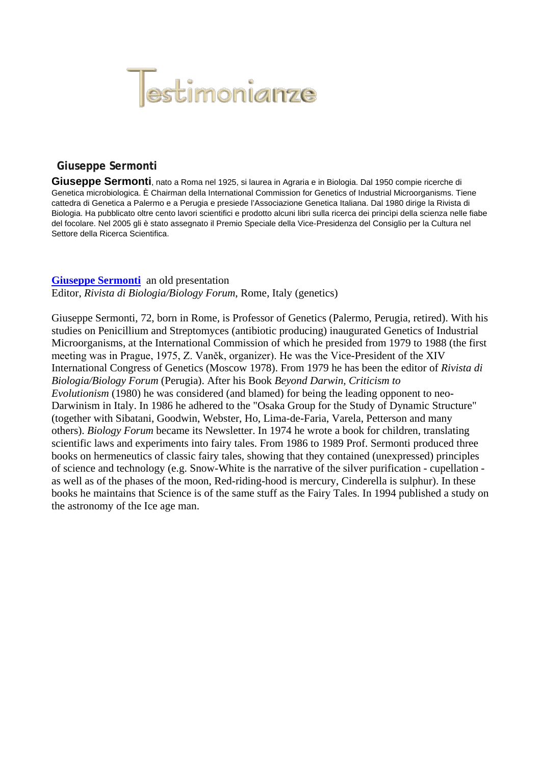# Testimonianze

## Giuseppe Sermonti

**Giuseppe Sermonti**, nato a Roma nel 1925, si laurea in Agraria e in Biologia. Dal 1950 compie ricerche di Genetica microbiologica. È Chairman della International Commission for Genetics of Industrial Microorganisms. Tiene cattedra di Genetica a Palermo e a Perugia e presiede l'Associazione Genetica Italiana. Dal 1980 dirige la Rivista di Biologia. Ha pubblicato oltre cento lavori scientifici e prodotto alcuni libri sulla ricerca dei princìpi della scienza nelle fiabe del focolare. Nel 2005 gli è stato assegnato il Premio Speciale della Vice-Presidenza del Consiglio per la Cultura nel Settore della Ricerca Scientifica.

**Giuseppe Sermonti** an old presentation
Editor, *Rivista di Biologia/Biology Forum*, Rome, Italy (genetics)

Giuseppe Sermonti, 72, born in Rome, is Professor of Genetics (Palermo, Perugia, retired). With his studies on Penicillium and Streptomyces (antibiotic producing) inaugurated Genetics of Industrial Microorganisms, at the International Commission of which he presided from 1979 to 1988 (the first meeting was in Prague, 1975, Z. Vaněk, organizer). He was the Vice-President of the XIV International Congress of Genetics (Moscow 1978). From 1979 he has been the editor of *Rivista di Biologia/Biology Forum* (Perugia). After his Book *Beyond Darwin, Criticism to Evolutionism* (1980) he was considered (and blamed) for being the leading opponent to neo-Darwinism in Italy. In 1986 he adhered to the "Osaka Group for the Study of Dynamic Structure" (together with Sibatani, Goodwin, Webster, Ho, Lima-de-Faria, Varela, Petterson and many others). *Biology Forum* became its Newsletter. In 1974 he wrote a book for children, translating scientific laws and experiments into fairy tales. From 1986 to 1989 Prof. Sermonti produced three books on hermeneutics of classic fairy tales, showing that they contained (unexpressed) principles of science and technology (e.g. Snow-White is the narrative of the silver purification - cupellation - as well as of the phases of the moon, Red-riding-hood is mercury, Cinderella is sulphur). In these books he maintains that Science is of the same stuff as the Fairy Tales. In 1994 published a study on the astronomy of the Ice age man.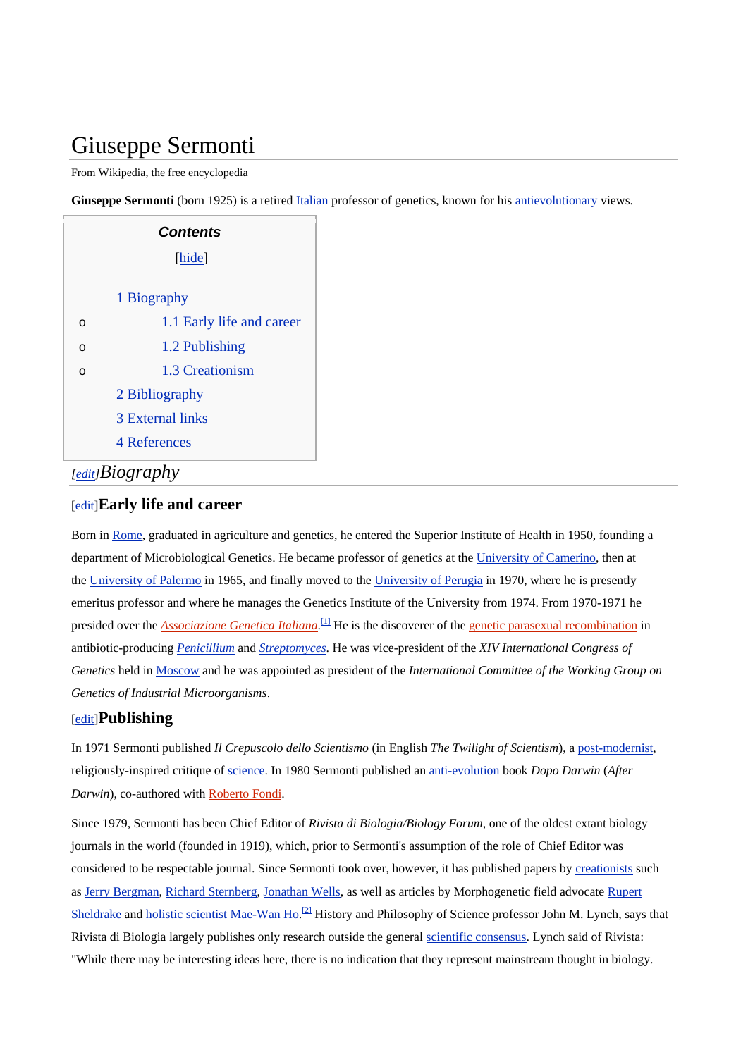# Giuseppe Sermonti

From Wikipedia, the free encyclopedia

**Giuseppe Sermonti** (born 1925) is a retired Italian professor of genetics, known for his antievolutionary views.

**Contents**

[hide]

- 1 Biography
  - 1.1 Early life and career
  - 1.2 Publishing
  - 1.3 Creationism
- 2 Bibliography
- 3 External links
- 4 References

## [edit]*Biography*

### [edit]Early life and career

Born in Rome, graduated in agriculture and genetics, he entered the Superior Institute of Health in 1950, founding a department of Microbiological Genetics. He became professor of genetics at the University of Camerino, then at the University of Palermo in 1965, and finally moved to the University of Perugia in 1970, where he is presently emeritus professor and where he manages the Genetics Institute of the University from 1974. From 1970-1971 he presided over the *Associazione Genetica Italiana*.[1] He is the discoverer of the genetic parasexual recombination in antibiotic-producing *Penicillium* and *Streptomyces*. He was vice-president of the *XIV International Congress of Genetics* held in Moscow and he was appointed as president of the *International Committee of the Working Group on Genetics of Industrial Microorganisms*.

### [edit]Publishing

In 1971 Sermonti published *Il Crepuscolo dello Scientismo* (in English *The Twilight of Scientism*), a post-modernist, religiously-inspired critique of science. In 1980 Sermonti published an anti-evolution book *Dopo Darwin* (*After Darwin*), co-authored with Roberto Fondi.

Since 1979, Sermonti has been Chief Editor of *Rivista di Biologia/Biology Forum*, one of the oldest extant biology journals in the world (founded in 1919), which, prior to Sermonti's assumption of the role of Chief Editor was considered to be respectable journal. Since Sermonti took over, however, it has published papers by creationists such as Jerry Bergman, Richard Sternberg, Jonathan Wells, as well as articles by Morphogenetic field advocate Rupert Sheldrake and holistic scientist Mae-Wan Ho.[2] History and Philosophy of Science professor John M. Lynch, says that Rivista di Biologia largely publishes only research outside the general scientific consensus. Lynch said of Rivista: "While there may be interesting ideas here, there is no indication that they represent mainstream thought in biology.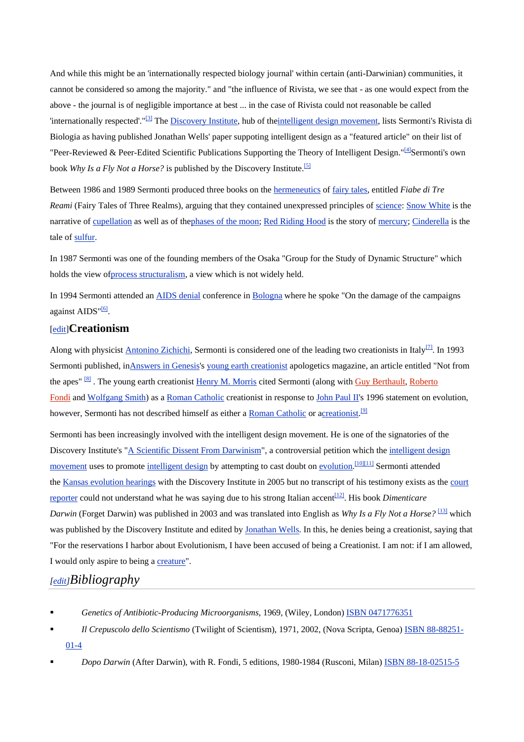And while this might be an 'internationally respected biology journal' within certain (anti-Darwinian) communities, it cannot be considered so among the majority." and "the influence of Rivista, we see that - as one would expect from the above - the journal is of negligible importance at best ... in the case of Rivista could not reasonable be called 'internationally respected'."[3] The Discovery Institute, hub of theintelligent design movement, lists Sermonti's Rivista di Biologia as having published Jonathan Wells' paper suppoting intelligent design as a "featured article" on their list of "Peer-Reviewed & Peer-Edited Scientific Publications Supporting the Theory of Intelligent Design."[4]Sermonti's own book *Why Is a Fly Not a Horse?* is published by the Discovery Institute.[5]

Between 1986 and 1989 Sermonti produced three books on the hermeneutics of fairy tales, entitled *Fiabe di Tre Reami* (Fairy Tales of Three Realms), arguing that they contained unexpressed principles of science: Snow White is the narrative of cupellation as well as of thephases of the moon; Red Riding Hood is the story of mercury; Cinderella is the tale of sulfur.

In 1987 Sermonti was one of the founding members of the Osaka "Group for the Study of Dynamic Structure" which holds the view ofprocess structuralism, a view which is not widely held.

In 1994 Sermonti attended an AIDS denial conference in Bologna where he spoke "On the damage of the campaigns against AIDS"[6].

## [edit]Creationism

Along with physicist Antonino Zichichi, Sermonti is considered one of the leading two creationists in Italy[7]. In 1993 Sermonti published, inAnswers in Genesis's young earth creationist apologetics magazine, an article entitled "Not from the apes" [8] . The young earth creationist Henry M. Morris cited Sermonti (along with Guy Berthault, Roberto Fondi and Wolfgang Smith) as a Roman Catholic creationist in response to John Paul II's 1996 statement on evolution, however, Sermonti has not described himself as either a Roman Catholic or acreationist.[9]

Sermonti has been increasingly involved with the intelligent design movement. He is one of the signatories of the Discovery Institute's "A Scientific Dissent From Darwinism", a controversial petition which the intelligent design movement uses to promote intelligent design by attempting to cast doubt on evolution.[10][11] Sermonti attended the Kansas evolution hearings with the Discovery Institute in 2005 but no transcript of his testimony exists as the court reporter could not understand what he was saying due to his strong Italian accent[12]. His book *Dimenticare Darwin* (Forget Darwin) was published in 2003 and was translated into English as *Why Is a Fly Not a Horse?* [13] which was published by the Discovery Institute and edited by Jonathan Wells. In this, he denies being a creationist, saying that "For the reservations I harbor about Evolutionism, I have been accused of being a Creationist. I am not: if I am allowed, I would only aspire to being a creature".

## [edit]*Bibliography*

- *Genetics of Antibiotic-Producing Microorganisms*, 1969, (Wiley, London) ISBN 0471776351
- *Il Crepuscolo dello Scientismo* (Twilight of Scientism), 1971, 2002, (Nova Scripta, Genoa) ISBN 88-88251-01-4
- *Dopo Darwin* (After Darwin), with R. Fondi, 5 editions, 1980-1984 (Rusconi, Milan) ISBN 88-18-02515-5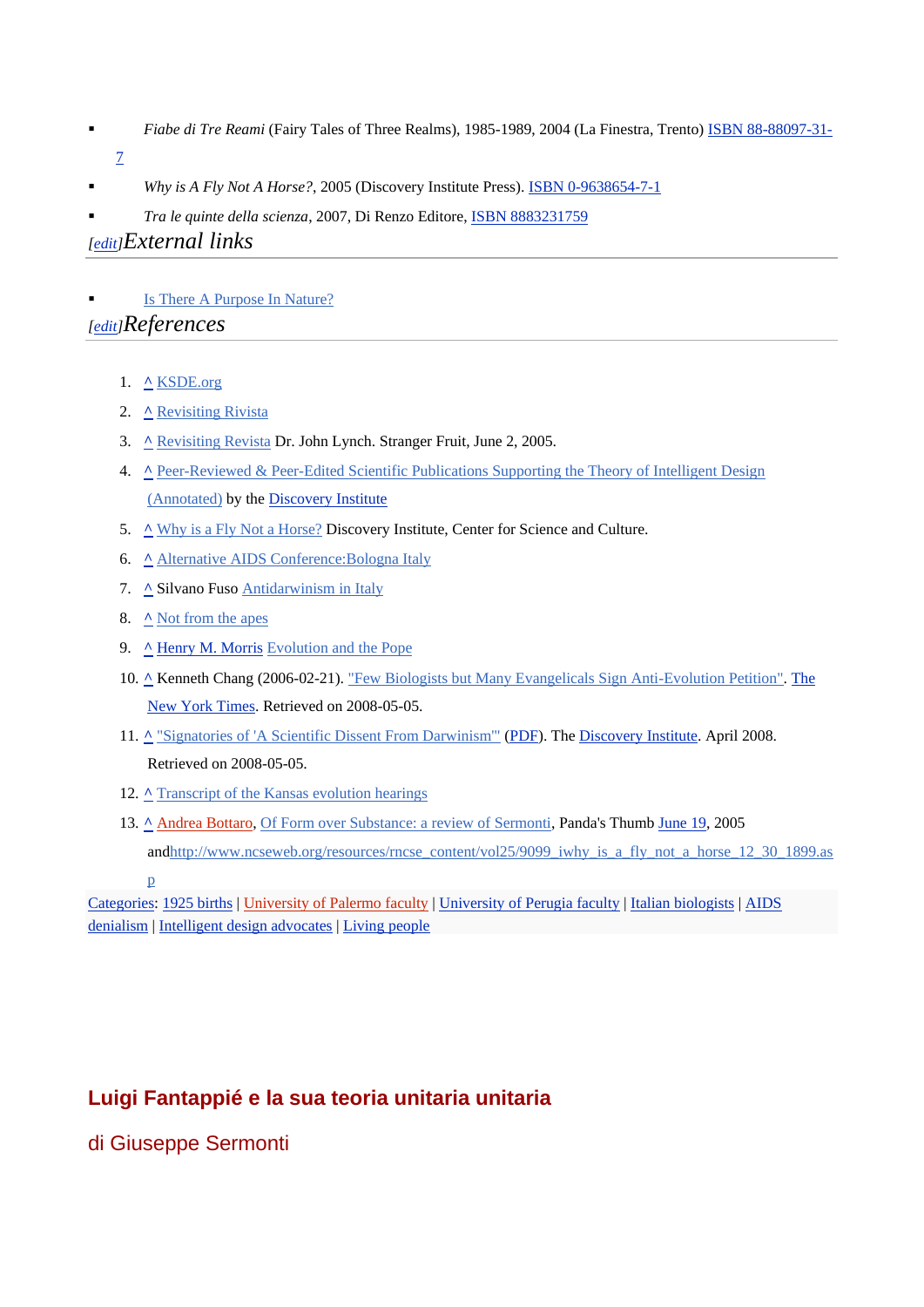- *Fiabe di Tre Reami* (Fairy Tales of Three Realms), 1985-1989, 2004 (La Finestra, Trento) ISBN 88-88097-31-7
- *Why is A Fly Not A Horse?*, 2005 (Discovery Institute Press). ISBN 0-9638654-7-1
- *Tra le quinte della scienza*, 2007, Di Renzo Editore, ISBN 8883231759

## [edit]External links

- Is There A Purpose In Nature?

## [edit]References

1. ^ KSDE.org
2. ^ Revisiting Rivista
3. ^ Revisiting Revista Dr. John Lynch. Stranger Fruit, June 2, 2005.
4. ^ Peer-Reviewed & Peer-Edited Scientific Publications Supporting the Theory of Intelligent Design (Annotated) by the Discovery Institute
5. ^ Why is a Fly Not a Horse? Discovery Institute, Center for Science and Culture.
6. ^ Alternative AIDS Conference:Bologna Italy
7. ^ Silvano Fuso Antidarwinism in Italy
8. ^ Not from the apes
9. ^ Henry M. Morris Evolution and the Pope
10. ^ Kenneth Chang (2006-02-21). "Few Biologists but Many Evangelicals Sign Anti-Evolution Petition". The New York Times. Retrieved on 2008-05-05.
11. ^ "Signatories of 'A Scientific Dissent From Darwinism'" (PDF). The Discovery Institute. April 2008. Retrieved on 2008-05-05.
12. ^ Transcript of the Kansas evolution hearings
13. ^ Andrea Bottaro, Of Form over Substance: a review of Sermonti, Panda's Thumb June 19, 2005 andhttp://www.ncseweb.org/resources/rncse_content/vol25/9099_iwhy_is_a_fly_not_a_horse_12_30_1899.asp

Categories: 1925 births | University of Palermo faculty | University of Perugia faculty | Italian biologists | AIDS denialism | Intelligent design advocates | Living people

## Luigi Fantappié e la sua teoria unitaria unitaria

di Giuseppe Sermonti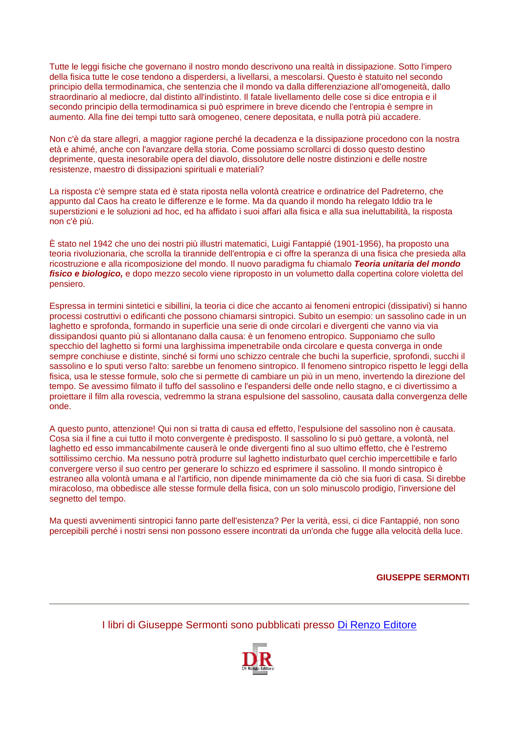Tutte le leggi fisiche che governano il nostro mondo descrivono una realtà in dissipazione. Sotto l'impero della fisica tutte le cose tendono a disperdersi, a livellarsi, a mescolarsi. Questo è statuito nel secondo principio della termodinamica, che sentenzia che il mondo va dalla differenziazione all'omogeneità, dallo straordinario al mediocre, dal distinto all'indistinto. Il fatale livellamento delle cose si dice entropia e il secondo principio della termodinamica si può esprimere in breve dicendo che l'entropia è sempre in aumento. Alla fine dei tempi tutto sarà omogeneo, cenere depositata, e nulla potrà più accadere.

Non c'è da stare allegri, a maggior ragione perché la decadenza e la dissipazione procedono con la nostra età e ahimé, anche con l'avanzare della storia. Come possiamo scrollarci di dosso questo destino deprimente, questa inesorabile opera del diavolo, dissolutore delle nostre distinzioni e delle nostre resistenze, maestro di dissipazioni spirituali e materiali?

La risposta c'è sempre stata ed è stata riposta nella volontà creatrice e ordinatrice del Padreterno, che appunto dal Caos ha creato le differenze e le forme. Ma da quando il mondo ha relegato Iddio tra le superstizioni e le soluzioni ad hoc, ed ha affidato i suoi affari alla fisica e alla sua ineluttabilità, la risposta non c'è più.

È stato nel 1942 che uno dei nostri più illustri matematici, Luigi Fantappié (1901-1956), ha proposto una teoria rivoluzionaria, che scrolla la tirannide dell'entropia e ci offre la speranza di una fisica che presieda alla ricostruzione e alla ricomposizione del mondo. Il nuovo paradigma fu chiamalo ***Teoria unitaria del mondo fisico e biologico,*** e dopo mezzo secolo viene riproposto in un volumetto dalla copertina colore violetta del pensiero.

Espressa in termini sintetici e sibillini, la teoria ci dice che accanto ai fenomeni entropici (dissipativi) si hanno processi costruttivi o edificanti che possono chiamarsi sintropici. Subito un esempio: un sassolino cade in un laghetto e sprofonda, formando in superficie una serie di onde circolari e divergenti che vanno via via dissipandosi quanto più si allontanano dalla causa: è un fenomeno entropico. Supponiamo che sullo specchio del laghetto si formi una larghissima impenetrabile onda circolare e questa converga in onde sempre conchiuse e distinte, sinché si formi uno schizzo centrale che buchi la superficie, sprofondi, succhi il sassolino e lo sputi verso l'alto: sarebbe un fenomeno sintropico. Il fenomeno sintropico rispetto le leggi della fisica, usa le stesse formule, solo che si permette di cambiare un più in un meno, invertendo la direzione del tempo. Se avessimo filmato il tuffo del sassolino e l'espandersi delle onde nello stagno, e ci divertissimo a proiettare il film alla rovescia, vedremmo la strana espulsione del sassolino, causata dalla convergenza delle onde.

A questo punto, attenzione! Qui non si tratta di causa ed effetto, l'espulsione del sassolino non è causata. Cosa sia il fine a cui tutto il moto convergente è predisposto. Il sassolino lo si può gettare, a volontà, nel laghetto ed esso immancabilmente causerà le onde divergenti fino al suo ultimo effetto, che è l'estremo sottilissimo cerchio. Ma nessuno potrà produrre sul laghetto indisturbato quel cerchio impercettibile e farlo convergere verso il suo centro per generare lo schizzo ed esprimere il sassolino. Il mondo sintropico è estraneo alla volontà umana e al l'artificio, non dipende minimamente da ciò che sia fuori di casa. Si direbbe miracoloso, ma obbedisce alle stesse formule della fisica, con un solo minuscolo prodigio, l'inversione del segnetto del tempo.

Ma questi avvenimenti sintropici fanno parte dell'esistenza? Per la verità, essi, ci dice Fantappié, non sono percepibili perché i nostri sensi non possono essere incontrati da un'onda che fugge alla velocità della luce.

**GIUSEPPE SERMONTI**

---

I libri di Giuseppe Sermonti sono pubblicati presso [Di Renzo Editore]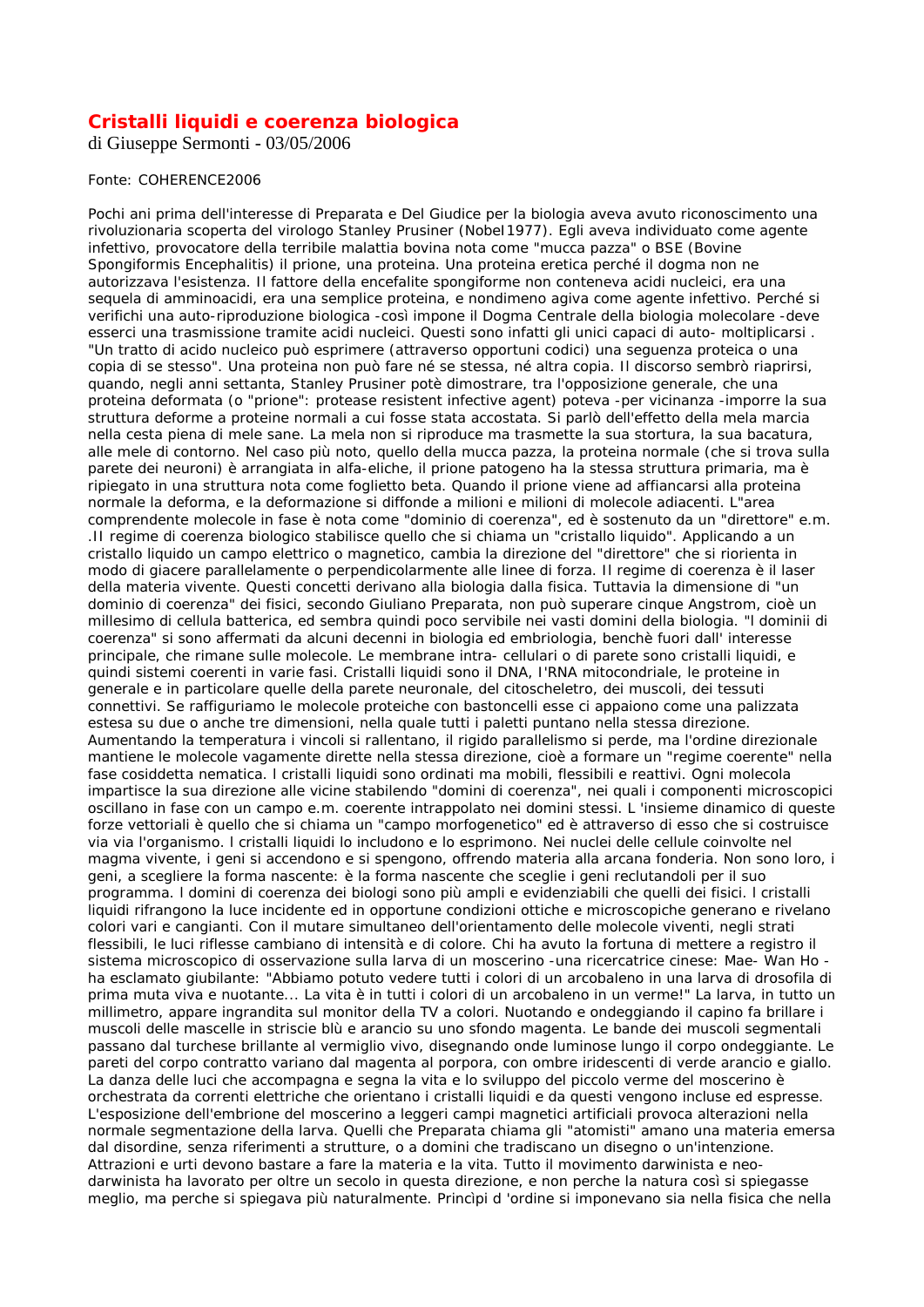## Cristalli liquidi e coerenza biologica

di Giuseppe Sermonti - 03/05/2006

Fonte: COHERENCE2006

Pochi ani prima dell'interesse di Preparata e Del Giudice per la biologia aveva avuto riconoscimento una rivoluzionaria scoperta del virologo Stanley Prusiner (Nobel1977). Egli aveva individuato come agente infettivo, provocatore della terribile malattia bovina nota come "mucca pazza" o BSE (Bovine Spongiformis Encephalitis) il prione, una proteina. Una proteina eretica perché il dogma non ne autorizzava l'esistenza. Il fattore della encefalite spongiforme non conteneva acidi nucleici, era una sequela di amminoacidi, era una semplice proteina, e nondimeno agiva come agente infettivo. Perché si verifichi una auto-riproduzione biologica -così impone il Dogma Centrale della biologia molecolare -deve esserci una trasmissione tramite acidi nucleici. Questi sono infatti gli unici capaci di auto- moltiplicarsi . "Un tratto di acido nucleico può esprimere (attraverso opportuni codici) una seguenza proteica o una copia di se stesso". Una proteina non può fare né se stessa, né altra copia. Il discorso sembrò riaprirsi, quando, negli anni settanta, Stanley Prusiner potè dimostrare, tra l'opposizione generale, che una proteina deformata (o "prione": protease resistent infective agent) poteva -per vicinanza -imporre la sua struttura deforme a proteine normali a cui fosse stata accostata. Si parlò dell'effetto della mela marcia nella cesta piena di mele sane. La mela non si riproduce ma trasmette la sua stortura, la sua bacatura, alle mele di contorno. Nel caso più noto, quello della mucca pazza, la proteina normale (che si trova sulla parete dei neuroni) è arrangiata in alfa-eliche, il prione patogeno ha la stessa struttura primaria, ma è ripiegato in una struttura nota come foglietto beta. Quando il prione viene ad affiancarsi alla proteina normale la deforma, e la deformazione si diffonde a milioni e milioni di molecole adiacenti. L"area comprendente molecole in fase è nota come "dominio di coerenza", ed è sostenuto da un "direttore" e.m. .Il regime di coerenza biologico stabilisce quello che si chiama un "cristallo liquido". Applicando a un cristallo liquido un campo elettrico o magnetico, cambia la direzione del "direttore" che si riorienta in modo di giacere parallelamente o perpendicolarmente alle linee di forza. Il regime di coerenza è il laser della materia vivente. Questi concetti derivano alla biologia dalla fisica. Tuttavia la dimensione di "un dominio di coerenza" dei fisici, secondo Giuliano Preparata, non può superare cinque Angstrom, cioè un millesimo di cellula batterica, ed sembra quindi poco servibile nei vasti domini della biologia. "I dominii di coerenza" si sono affermati da alcuni decenni in biologia ed embriologia, benchè fuori dall' interesse principale, che rimane sulle molecole. Le membrane intra- cellulari o di parete sono cristalli liquidi, e quindi sistemi coerenti in varie fasi. Cristalli liquidi sono il DNA, I'RNA mitocondriale, le proteine in generale e in particolare quelle della parete neuronale, del citoscheletro, dei muscoli, dei tessuti connettivi. Se raffiguriamo le molecole proteiche con bastoncelli esse ci appaiono come una palizzata estesa su due o anche tre dimensioni, nella quale tutti i paletti puntano nella stessa direzione. Aumentando la temperatura i vincoli si rallentano, il rigido parallelismo si perde, ma l'ordine direzionale mantiene le molecole vagamente dirette nella stessa direzione, cioè a formare un "regime coerente" nella fase cosiddetta nematica. I cristalli liquidi sono ordinati ma mobili, flessibili e reattivi. Ogni molecola impartisce la sua direzione alle vicine stabilendo "domini di coerenza", nei quali i componenti microscopici oscillano in fase con un campo e.m. coerente intrappolato nei domini stessi. L 'insieme dinamico di queste forze vettoriali è quello che si chiama un "campo morfogenetico" ed è attraverso di esso che si costruisce via via l'organismo. I cristalli liquidi lo includono e lo esprimono. Nei nuclei delle cellule coinvolte nel magma vivente, i geni si accendono e si spengono, offrendo materia alla arcana fonderia. Non sono loro, i geni, a scegliere la forma nascente: è la forma nascente che sceglie i geni reclutandoli per il suo programma. I domini di coerenza dei biologi sono più ampli e evidenziabili che quelli dei fisici. I cristalli liquidi rifrangono la luce incidente ed in opportune condizioni ottiche e microscopiche generano e rivelano colori vari e cangianti. Con il mutare simultaneo dell'orientamento delle molecole viventi, negli strati flessibili, le luci riflesse cambiano di intensità e di colore. Chi ha avuto la fortuna di mettere a registro il sistema microscopico di osservazione sulla larva di un moscerino -una ricercatrice cinese: Mae- Wan Ho - ha esclamato giubilante: "Abbiamo potuto vedere tutti i colori di un arcobaleno in una larva di drosofila di prima muta viva e nuotante... La vita è in tutti i colori di un arcobaleno in un verme!" La larva, in tutto un millimetro, appare ingrandita sul monitor della TV a colori. Nuotando e ondeggiando il capino fa brillare i muscoli delle mascelle in strisce blù e arancio su uno sfondo magenta. Le bande dei muscoli segmentali passano dal turchese brillante al vermiglio vivo, disegnando onde luminose lungo il corpo ondeggiante. Le pareti del corpo contratto variano dal magenta al porpora, con ombre iridescenti di verde arancio e giallo. La danza delle luci che accompagna e segna la vita e lo sviluppo del piccolo verme del moscerino è orchestrata da correnti elettriche che orientano i cristalli liquidi e da questi vengono incluse ed espresse. L'esposizione dell'embrione del moscerino a leggeri campi magnetici artificiali provoca alterazioni nella normale segmentazione della larva. Quelli che Preparata chiama gli "atomisti" amano una materia emersa dal disordine, senza riferimenti a strutture, o a domini che tradiscano un disegno o un'intenzione. Attrazioni e urti devono bastare a fare la materia e la vita. Tutto il movimento darwinista e neo-darwinista ha lavorato per oltre un secolo in questa direzione, e non perche la natura così si spiegasse meglio, ma perche si spiegava più naturalmente. Princìpi d 'ordine si imponevano sia nella fisica che nella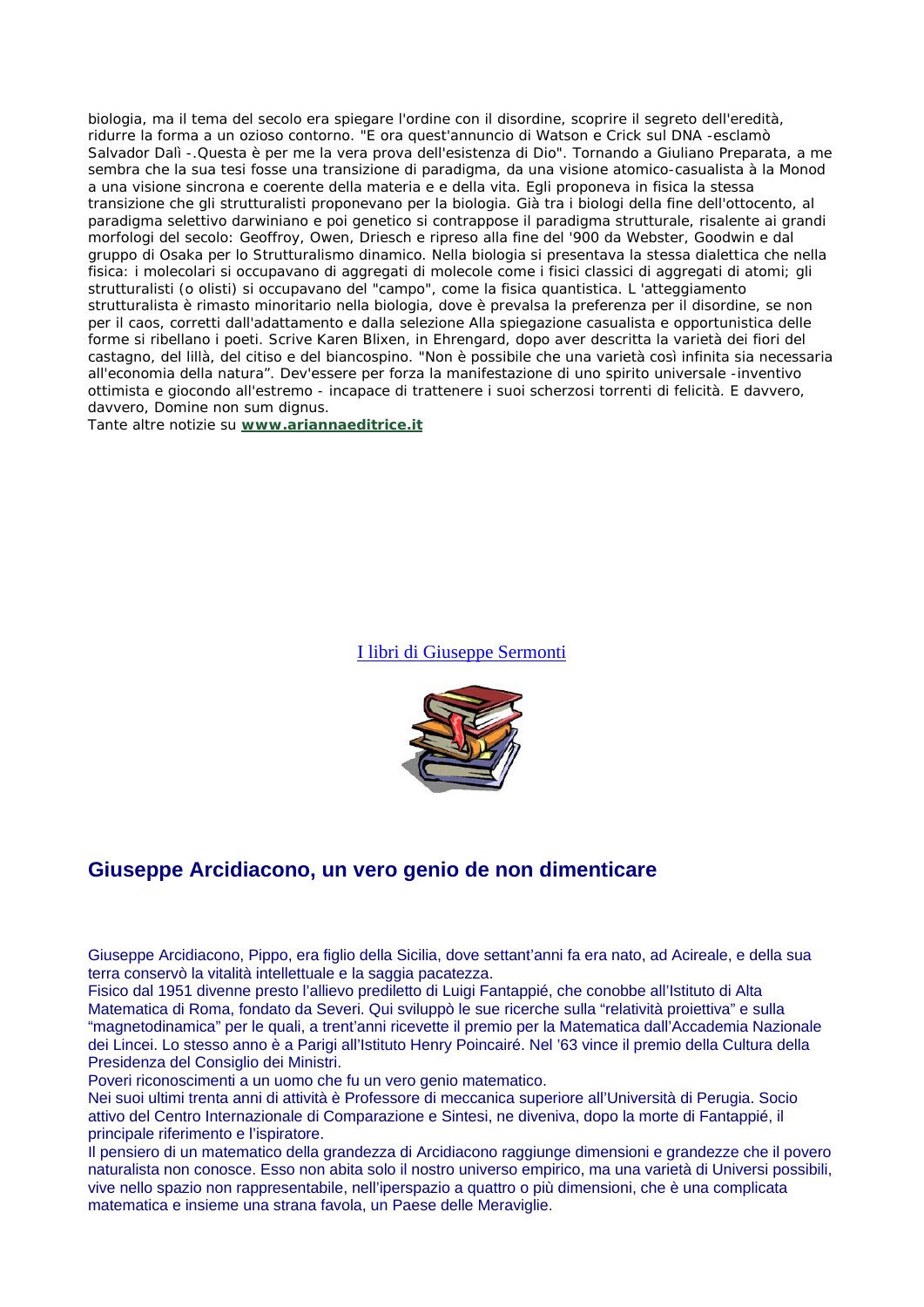biologia, ma il tema del secolo era spiegare l'ordine con il disordine, scoprire il segreto dell'eredità, ridurre la forma a un ozioso contorno. "E ora quest'annuncio di Watson e Crick sul DNA -esclamò Salvador Dalì -.Questa è per me la vera prova dell'esistenza di Dio". Tornando a Giuliano Preparata, a me sembra che la sua tesi fosse una transizione di paradigma, da una visione atomico-casualista à la Monod a una visione sincrona e coerente della materia e e della vita. Egli proponeva in fisica la stessa transizione che gli strutturalisti proponevano per la biologia. Già tra i biologi della fine dell'ottocento, al paradigma selettivo darwiniano e poi genetico si contrappose il paradigma strutturale, risalente ai grandi morfologi del secolo: Geoffroy, Owen, Driesch e ripreso alla fine del '900 da Webster, Goodwin e dal gruppo di Osaka per lo Strutturalismo dinamico. Nella biologia si presentava la stessa dialettica che nella fisica: i molecolari si occupavano di aggregati di molecole come i fisici classici di aggregati di atomi; gli strutturalisti (o olisti) si occupavano del "campo", come la fisica quantistica. L 'atteggiamento strutturalista è rimasto minoritario nella biologia, dove è prevalsa la preferenza per il disordine, se non per il caos, corretti dall'adattamento e dalla selezione Alla spiegazione casualista e opportunistica delle forme si ribellano i poeti. Scrive Karen Blixen, in Ehrengard, dopo aver descritta la varietà dei fiori del castagno, del lillà, del citiso e del biancospino. "Non è possibile che una varietà così infinita sia necessaria all'economia della natura". Dev'essere per forza la manifestazione di uno spirito universale -inventivo ottimista e giocondo all'estremo - incapace di trattenere i suoi scherzosi torrenti di felicità. E davvero, davvero, Domine non sum dignus.

Tante altre notizie su **www.ariannaeditrice.it**

I libri di Giuseppe Sermonti

## Giuseppe Arcidiacono, un vero genio de non dimenticare

Giuseppe Arcidiacono, Pippo, era figlio della Sicilia, dove settant'anni fa era nato, ad Acireale, e della sua terra conservò la vitalità intellettuale e la saggia pacatezza.

Fisico dal 1951 divenne presto l'allievo prediletto di Luigi Fantappié, che conobbe all'Istituto di Alta Matematica di Roma, fondato da Severi. Qui sviluppò le sue ricerche sulla "relatività proiettiva" e sulla "magnetodinamica" per le quali, a trent'anni ricevette il premio per la Matematica dall'Accademia Nazionale dei Lincei. Lo stesso anno è a Parigi all'Istituto Henry Poincairé. Nel '63 vince il premio della Cultura della Presidenza del Consiglio dei Ministri.

Poveri riconoscimenti a un uomo che fu un vero genio matematico.

Nei suoi ultimi trenta anni di attività è Professore di meccanica superiore all'Università di Perugia. Socio attivo del Centro Internazionale di Comparazione e Sintesi, ne diveniva, dopo la morte di Fantappié, il principale riferimento e l'ispiratore.

Il pensiero di un matematico della grandezza di Arcidiacono raggiunge dimensioni e grandezze che il povero naturalista non conosce. Esso non abita solo il nostro universo empirico, ma una varietà di Universi possibili, vive nello spazio non rappresentabile, nell'iperspazio a quattro o più dimensioni, che è una complicata matematica e insieme una strana favola, un Paese delle Meraviglie.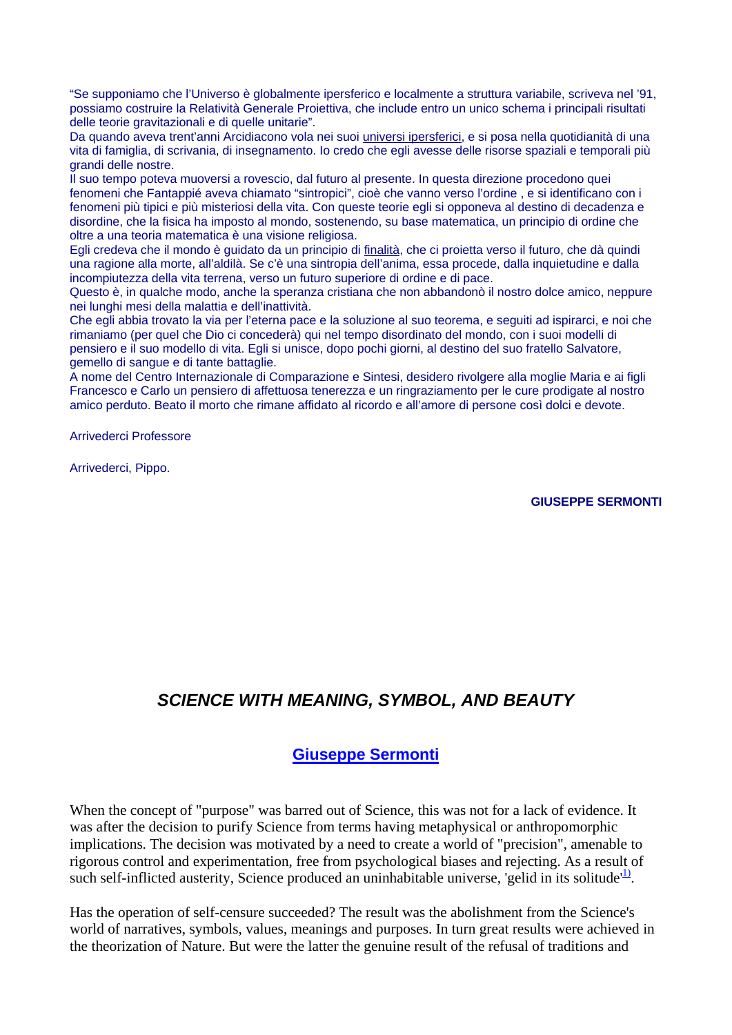"Se supponiamo che l'Universo è globalmente ipersferico e localmente a struttura variabile, scriveva nel '91, possiamo costruire la Relatività Generale Proiettiva, che include entro un unico schema i principali risultati delle teorie gravitazionali e di quelle unitarie".

Da quando aveva trent'anni Arcidiacono vola nei suoi universi ipersferici, e si posa nella quotidianità di una vita di famiglia, di scrivania, di insegnamento. Io credo che egli avesse delle risorse spaziali e temporali più grandi delle nostre.

Il suo tempo poteva muoversi a rovescio, dal futuro al presente. In questa direzione procedono quei fenomeni che Fantappié aveva chiamato "sintropici", cioè che vanno verso l'ordine , e si identificano con i fenomeni più tipici e più misteriosi della vita. Con queste teorie egli si opponeva al destino di decadenza e disordine, che la fisica ha imposto al mondo, sostenendo, su base matematica, un principio di ordine che oltre a una teoria matematica è una visione religiosa.

Egli credeva che il mondo è guidato da un principio di finalità, che ci proietta verso il futuro, che dà quindi una ragione alla morte, all'aldilà. Se c'è una sintropia dell'anima, essa procede, dalla inquietudine e dalla incompiutezza della vita terrena, verso un futuro superiore di ordine e di pace.

Questo è, in qualche modo, anche la speranza cristiana che non abbandonò il nostro dolce amico, neppure nei lunghi mesi della malattia e dell'inattività.

Che egli abbia trovato la via per l'eterna pace e la soluzione al suo teorema, e seguiti ad ispirarci, e noi che rimaniamo (per quel che Dio ci concederà) qui nel tempo disordinato del mondo, con i suoi modelli di pensiero e il suo modello di vita. Egli si unisce, dopo pochi giorni, al destino del suo fratello Salvatore, gemello di sangue e di tante battaglie.

A nome del Centro Internazionale di Comparazione e Sintesi, desidero rivolgere alla moglie Maria e ai figli Francesco e Carlo un pensiero di affettuosa tenerezza e un ringraziamento per le cure prodigate al nostro amico perduto. Beato il morto che rimane affidato al ricordo e all'amore di persone così dolci e devote.

Arrivederci Professore

Arrivederci, Pippo.

**GIUSEPPE SERMONTI**

## *SCIENCE WITH MEANING, SYMBOL, AND BEAUTY*

### **Giuseppe Sermonti**

When the concept of "purpose" was barred out of Science, this was not for a lack of evidence. It was after the decision to purify Science from terms having metaphysical or anthropomorphic implications. The decision was motivated by a need to create a world of "precision", amenable to rigorous control and experimentation, free from psychological biases and rejecting. As a result of such self-inflicted austerity, Science produced an uninhabitable universe, 'gelid in its solitude'[1].

Has the operation of self-censure succeeded? The result was the abolishment from the Science's world of narratives, symbols, values, meanings and purposes. In turn great results were achieved in the theorization of Nature. But were the latter the genuine result of the refusal of traditions and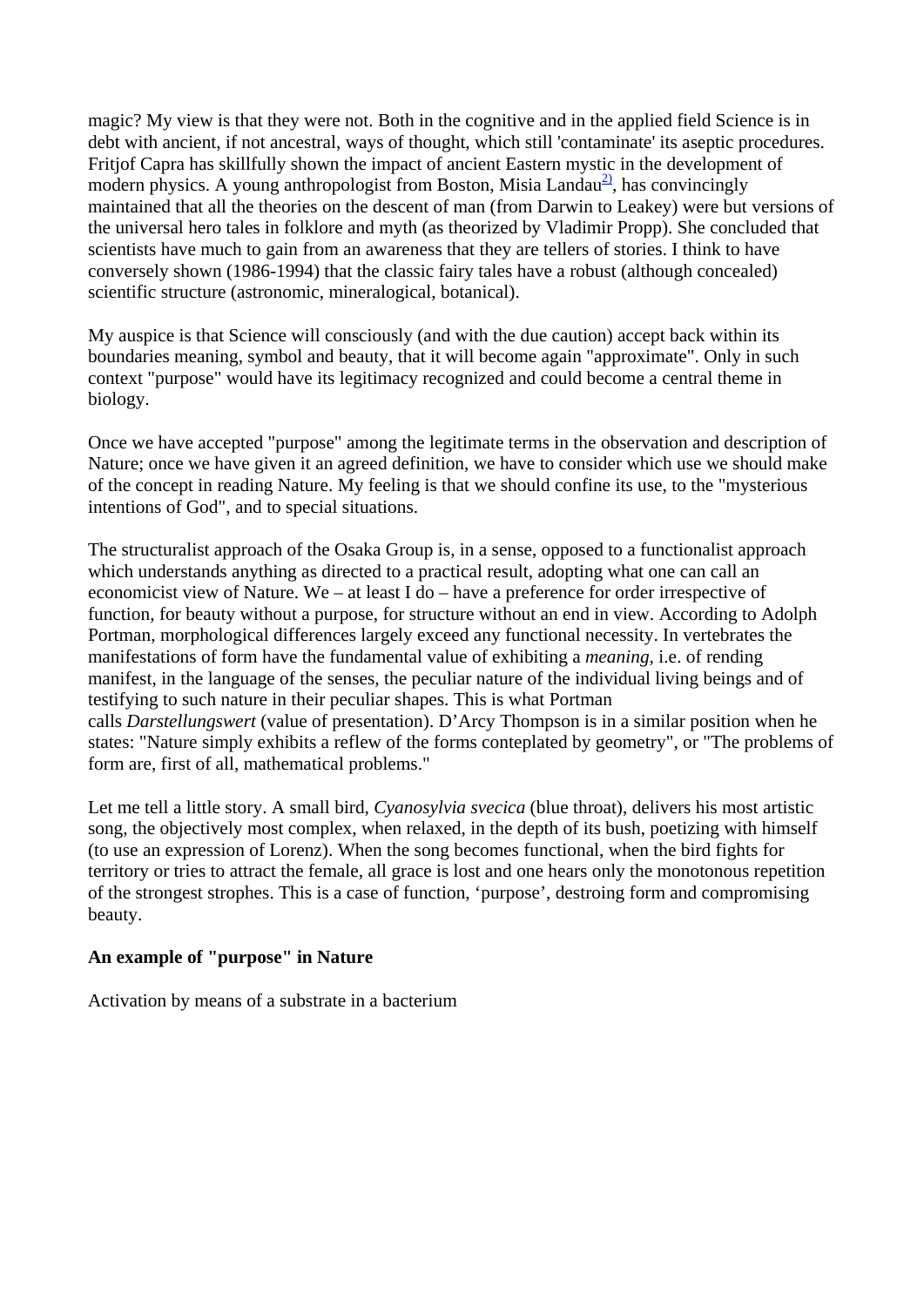magic? My view is that they were not. Both in the cognitive and in the applied field Science is in debt with ancient, if not ancestral, ways of thought, which still 'contaminate' its aseptic procedures. Fritjof Capra has skillfully shown the impact of ancient Eastern mystic in the development of modern physics. A young anthropologist from Boston, Misia Landau[2)], has convincingly maintained that all the theories on the descent of man (from Darwin to Leakey) were but versions of the universal hero tales in folklore and myth (as theorized by Vladimir Propp). She concluded that scientists have much to gain from an awareness that they are tellers of stories. I think to have conversely shown (1986-1994) that the classic fairy tales have a robust (although concealed) scientific structure (astronomic, mineralogical, botanical).

My auspice is that Science will consciously (and with the due caution) accept back within its boundaries meaning, symbol and beauty, that it will become again "approximate". Only in such context "purpose" would have its legitimacy recognized and could become a central theme in biology.

Once we have accepted "purpose" among the legitimate terms in the observation and description of Nature; once we have given it an agreed definition, we have to consider which use we should make of the concept in reading Nature. My feeling is that we should confine its use, to the "mysterious intentions of God", and to special situations.

The structuralist approach of the Osaka Group is, in a sense, opposed to a functionalist approach which understands anything as directed to a practical result, adopting what one can call an economicist view of Nature. We – at least I do – have a preference for order irrespective of function, for beauty without a purpose, for structure without an end in view. According to Adolph Portman, morphological differences largely exceed any functional necessity. In vertebrates the manifestations of form have the fundamental value of exhibiting a *meaning*, i.e. of rending manifest, in the language of the senses, the peculiar nature of the individual living beings and of testifying to such nature in their peculiar shapes. This is what Portman calls *Darstellungswert* (value of presentation). D'Arcy Thompson is in a similar position when he states: "Nature simply exhibits a reflew of the forms conteplated by geometry", or "The problems of form are, first of all, mathematical problems."

Let me tell a little story. A small bird, *Cyanosylvia svecica* (blue throat), delivers his most artistic song, the objectively most complex, when relaxed, in the depth of its bush, poetizing with himself (to use an expression of Lorenz). When the song becomes functional, when the bird fights for territory or tries to attract the female, all grace is lost and one hears only the monotonous repetition of the strongest strophes. This is a case of function, 'purpose', destroing form and compromising beauty.

**An example of "purpose" in Nature**

Activation by means of a substrate in a bacterium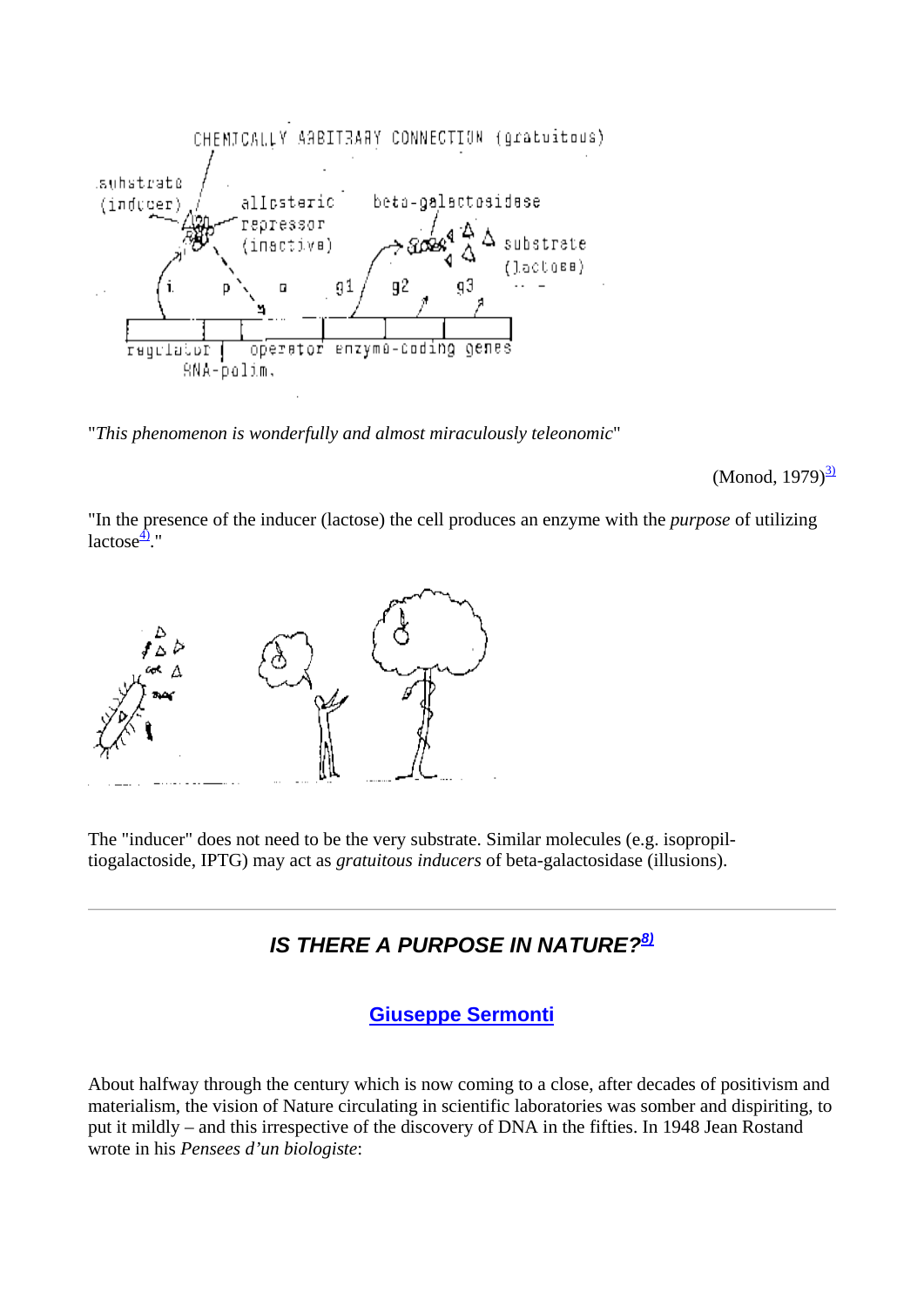"*This phenomenon is wonderfully and almost miraculously teleonomic*"

(Monod, 1979)[3)]

"In the presence of the inducer (lactose) the cell produces an enzyme with the *purpose* of utilizing lactose[4)]."

The "inducer" does not need to be the very substrate. Similar molecules (e.g. isopropil-tiogalactoside, IPTG) may act as *gratuitous inducers* of beta-galactosidase (illusions).

---

### *IS THERE A PURPOSE IN NATURE?*[8)]

#### Giuseppe Sermonti

About halfway through the century which is now coming to a close, after decades of positivism and materialism, the vision of Nature circulating in scientific laboratories was somber and dispiriting, to put it mildly – and this irrespective of the discovery of DNA in the fifties. In 1948 Jean Rostand wrote in his *Pensees d'un biologiste*: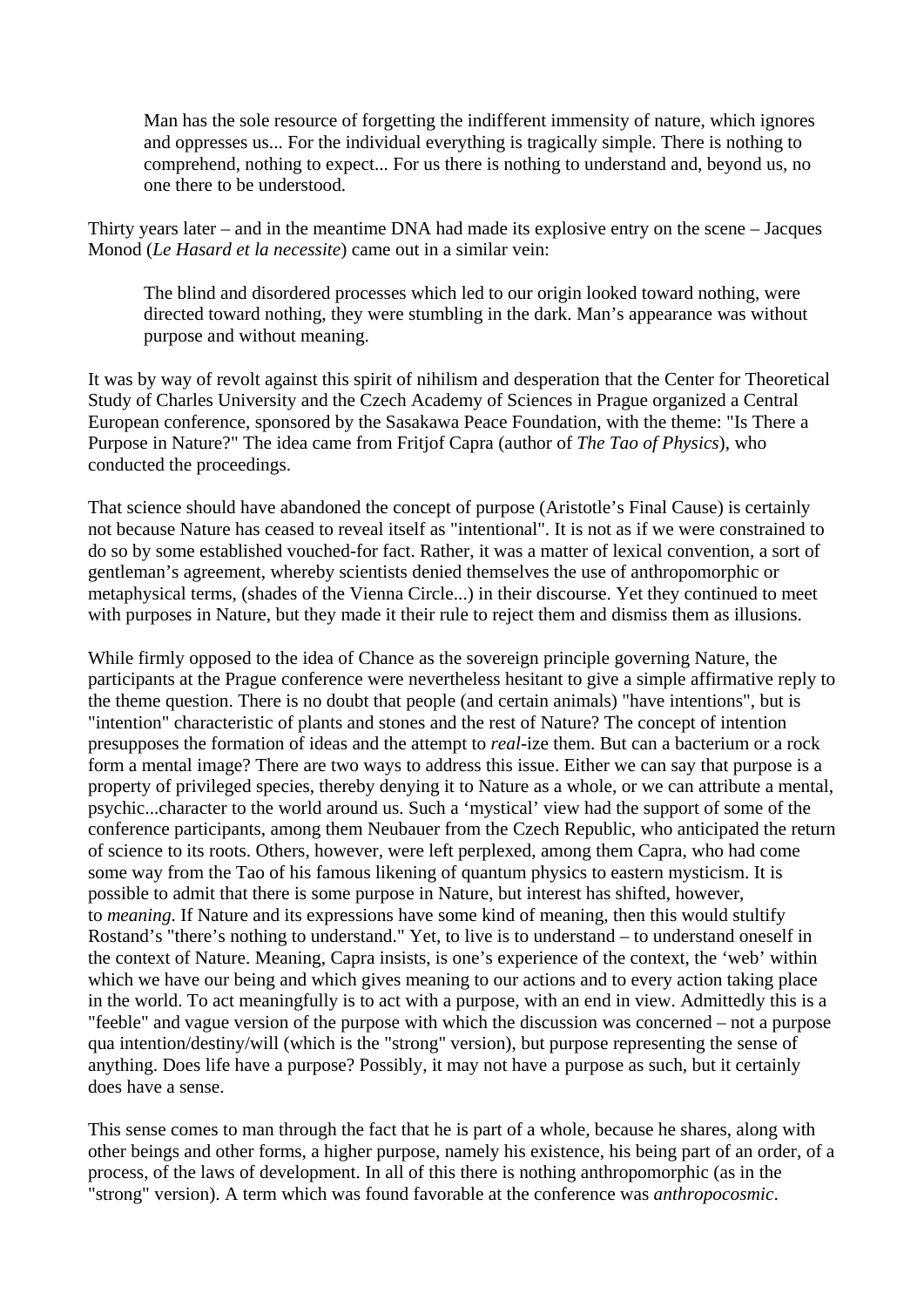> Man has the sole resource of forgetting the indifferent immensity of nature, which ignores and oppresses us... For the individual everything is tragically simple. There is nothing to comprehend, nothing to expect... For us there is nothing to understand and, beyond us, no one there to be understood.

Thirty years later – and in the meantime DNA had made its explosive entry on the scene – Jacques Monod (*Le Hasard et la necessite*) came out in a similar vein:

> The blind and disordered processes which led to our origin looked toward nothing, were directed toward nothing, they were stumbling in the dark. Man's appearance was without purpose and without meaning.

It was by way of revolt against this spirit of nihilism and desperation that the Center for Theoretical Study of Charles University and the Czech Academy of Sciences in Prague organized a Central European conference, sponsored by the Sasakawa Peace Foundation, with the theme: "Is There a Purpose in Nature?" The idea came from Fritjof Capra (author of *The Tao of Physics*), who conducted the proceedings.

That science should have abandoned the concept of purpose (Aristotle's Final Cause) is certainly not because Nature has ceased to reveal itself as "intentional". It is not as if we were constrained to do so by some established vouched-for fact. Rather, it was a matter of lexical convention, a sort of gentleman's agreement, whereby scientists denied themselves the use of anthropomorphic or metaphysical terms, (shades of the Vienna Circle...) in their discourse. Yet they continued to meet with purposes in Nature, but they made it their rule to reject them and dismiss them as illusions.

While firmly opposed to the idea of Chance as the sovereign principle governing Nature, the participants at the Prague conference were nevertheless hesitant to give a simple affirmative reply to the theme question. There is no doubt that people (and certain animals) "have intentions", but is "intention" characteristic of plants and stones and the rest of Nature? The concept of intention presupposes the formation of ideas and the attempt to *real*-ize them. But can a bacterium or a rock form a mental image? There are two ways to address this issue. Either we can say that purpose is a property of privileged species, thereby denying it to Nature as a whole, or we can attribute a mental, psychic...character to the world around us. Such a 'mystical' view had the support of some of the conference participants, among them Neubauer from the Czech Republic, who anticipated the return of science to its roots. Others, however, were left perplexed, among them Capra, who had come some way from the Tao of his famous likening of quantum physics to eastern mysticism. It is possible to admit that there is some purpose in Nature, but interest has shifted, however, to *meaning*. If Nature and its expressions have some kind of meaning, then this would stultify Rostand's "there's nothing to understand." Yet, to live is to understand – to understand oneself in the context of Nature. Meaning, Capra insists, is one's experience of the context, the 'web' within which we have our being and which gives meaning to our actions and to every action taking place in the world. To act meaningfully is to act with a purpose, with an end in view. Admittedly this is a "feeble" and vague version of the purpose with which the discussion was concerned – not a purpose qua intention/destiny/will (which is the "strong" version), but purpose representing the sense of anything. Does life have a purpose? Possibly, it may not have a purpose as such, but it certainly does have a sense.

This sense comes to man through the fact that he is part of a whole, because he shares, along with other beings and other forms, a higher purpose, namely his existence, his being part of an order, of a process, of the laws of development. In all of this there is nothing anthropomorphic (as in the "strong" version). A term which was found favorable at the conference was *anthropocosmic*.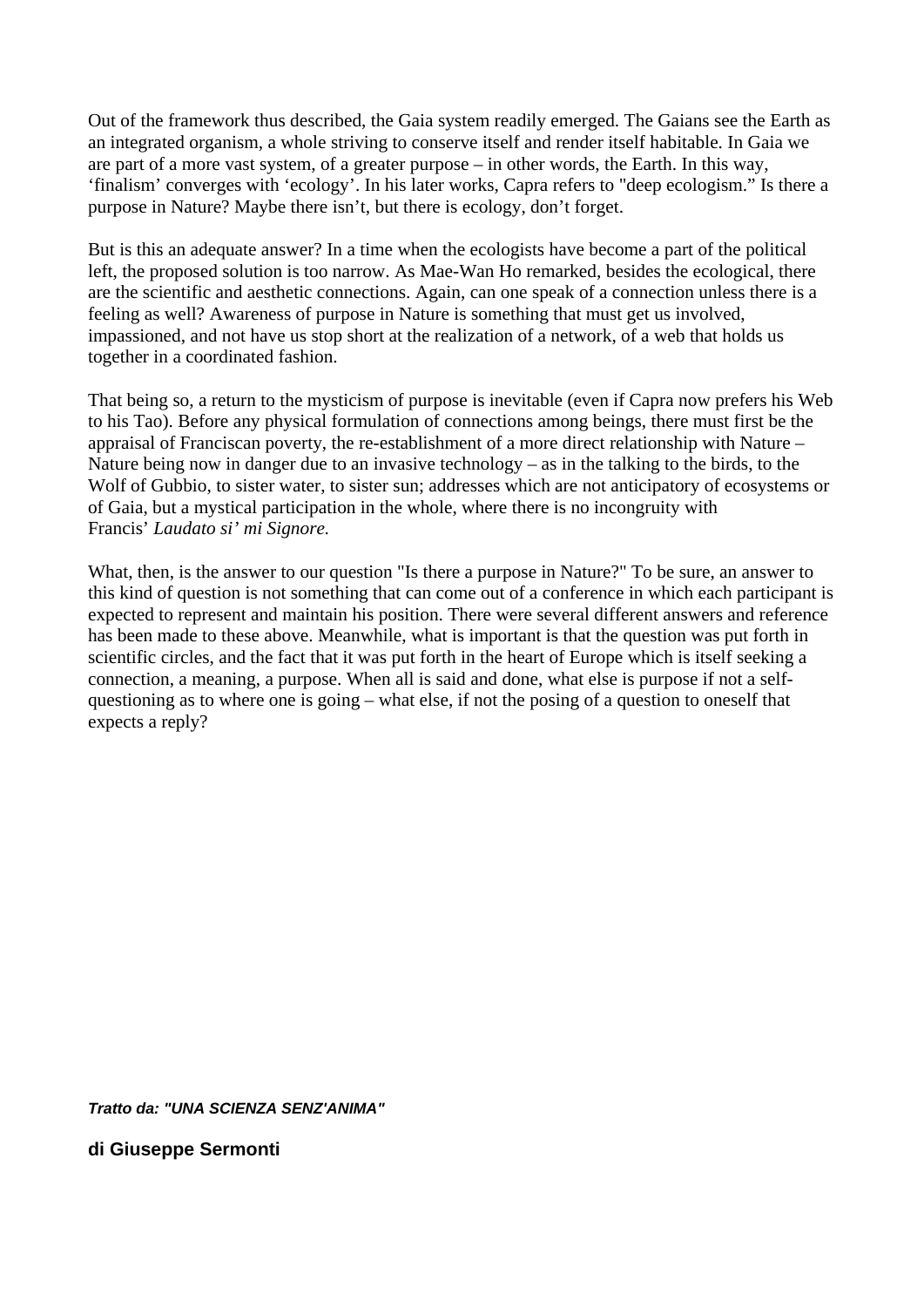Out of the framework thus described, the Gaia system readily emerged. The Gaians see the Earth as an integrated organism, a whole striving to conserve itself and render itself habitable. In Gaia we are part of a more vast system, of a greater purpose – in other words, the Earth. In this way, 'finalism' converges with 'ecology'. In his later works, Capra refers to "deep ecologism." Is there a purpose in Nature? Maybe there isn't, but there is ecology, don't forget.

But is this an adequate answer? In a time when the ecologists have become a part of the political left, the proposed solution is too narrow. As Mae-Wan Ho remarked, besides the ecological, there are the scientific and aesthetic connections. Again, can one speak of a connection unless there is a feeling as well? Awareness of purpose in Nature is something that must get us involved, impassioned, and not have us stop short at the realization of a network, of a web that holds us together in a coordinated fashion.

That being so, a return to the mysticism of purpose is inevitable (even if Capra now prefers his Web to his Tao). Before any physical formulation of connections among beings, there must first be the appraisal of Franciscan poverty, the re-establishment of a more direct relationship with Nature – Nature being now in danger due to an invasive technology – as in the talking to the birds, to the Wolf of Gubbio, to sister water, to sister sun; addresses which are not anticipatory of ecosystems or of Gaia, but a mystical participation in the whole, where there is no incongruity with Francis' *Laudato si' mi Signore.*

What, then, is the answer to our question "Is there a purpose in Nature?" To be sure, an answer to this kind of question is not something that can come out of a conference in which each participant is expected to represent and maintain his position. There were several different answers and reference has been made to these above. Meanwhile, what is important is that the question was put forth in scientific circles, and the fact that it was put forth in the heart of Europe which is itself seeking a connection, a meaning, a purpose. When all is said and done, what else is purpose if not a self-questioning as to where one is going – what else, if not the posing of a question to oneself that expects a reply?

***Tratto da: "UNA SCIENZA SENZ'ANIMA"***

**di Giuseppe Sermonti**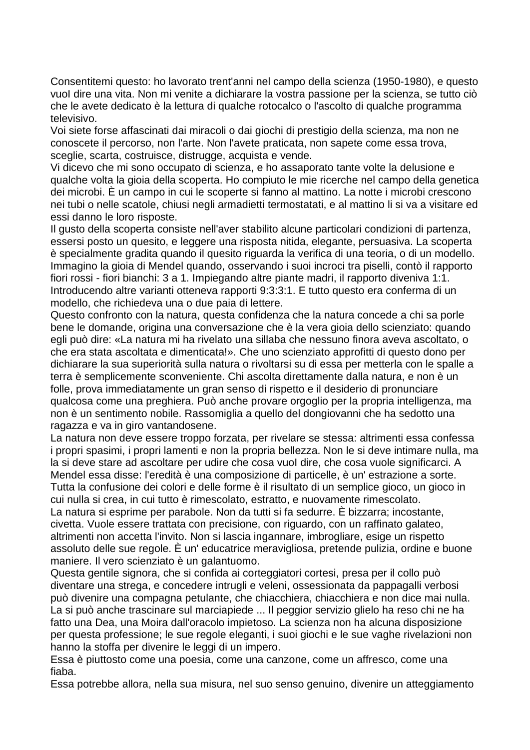Consentitemi questo: ho lavorato trent'anni nel campo della scienza (1950-1980), e questo vuol dire una vita. Non mi venite a dichiarare la vostra passione per la scienza, se tutto ciò che le avete dedicato è la lettura di qualche rotocalco o l'ascolto di qualche programma televisivo.

Voi siete forse affascinati dai miracoli o dai giochi di prestigio della scienza, ma non ne conoscete il percorso, non l'arte. Non l'avete praticata, non sapete come essa trova, sceglie, scarta, costruisce, distrugge, acquista e vende.

Vi dicevo che mi sono occupato di scienza, e ho assaporato tante volte la delusione e qualche volta la gioia della scoperta. Ho compiuto le mie ricerche nel campo della genetica dei microbi. È un campo in cui le scoperte si fanno al mattino. La notte i microbi crescono nei tubi o nelle scatole, chiusi negli armadietti termostatati, e al mattino li si va a visitare ed essi danno le loro risposte.

Il gusto della scoperta consiste nell'aver stabilito alcune particolari condizioni di partenza, essersi posto un quesito, e leggere una risposta nitida, elegante, persuasiva. La scoperta è specialmente gradita quando il quesito riguarda la verifica di una teoria, o di un modello. Immagino la gioia di Mendel quando, osservando i suoi incroci tra piselli, contò il rapporto fiori rossi - fiori bianchi: 3 a 1. Impiegando altre piante madri, il rapporto diveniva 1:1. Introducendo altre varianti otteneva rapporti 9:3:3:1. E tutto questo era conferma di un modello, che richiedeva una o due paia di lettere.

Questo confronto con la natura, questa confidenza che la natura concede a chi sa porle bene le domande, origina una conversazione che è la vera gioia dello scienziato: quando egli può dire: «La natura mi ha rivelato una sillaba che nessuno finora aveva ascoltato, o che era stata ascoltata e dimenticata!». Che uno scienziato approfitti di questo dono per dichiarare la sua superiorità sulla natura o rivoltarsi su di essa per metterla con le spalle a terra è semplicemente sconveniente. Chi ascolta direttamente dalla natura, e non è un folle, prova immediatamente un gran senso di rispetto e il desiderio di pronunciare qualcosa come una preghiera. Può anche provare orgoglio per la propria intelligenza, ma non è un sentimento nobile. Rassomiglia a quello del dongiovanni che ha sedotto una ragazza e va in giro vantandosene.

La natura non deve essere troppo forzata, per rivelare se stessa: altrimenti essa confessa i propri spasimi, i propri lamenti e non la propria bellezza. Non le si deve intimare nulla, ma la si deve stare ad ascoltare per udire che cosa vuol dire, che cosa vuole significarci. A Mendel essa disse: l'eredità è una composizione di particelle, è un' estrazione a sorte. Tutta la confusione dei colori e delle forme è il risultato di un semplice gioco, un gioco in cui nulla si crea, in cui tutto è rimescolato, estratto, e nuovamente rimescolato.

La natura si esprime per parabole. Non da tutti si fa sedurre. È bizzarra; incostante, civetta. Vuole essere trattata con precisione, con riguardo, con un raffinato galateo, altrimenti non accetta l'invito. Non si lascia ingannare, imbrogliare, esige un rispetto assoluto delle sue regole. È un' educatrice meravigliosa, pretende pulizia, ordine e buone maniere. Il vero scienziato è un galantuomo.

Questa gentile signora, che si confida ai corteggiatori cortesi, presa per il collo può diventare una strega, e concedere intrugli e veleni, ossessionata da pappagalli verbosi può divenire una compagna petulante, che chiacchiera, chiacchiera e non dice mai nulla. La si può anche trascinare sul marciapiede ... Il peggior servizio glielo ha reso chi ne ha fatto una Dea, una Moira dall'oracolo impietoso. La scienza non ha alcuna disposizione per questa professione; le sue regole eleganti, i suoi giochi e le sue vaghe rivelazioni non hanno la stoffa per divenire le leggi di un impero.

Essa è piuttosto come una poesia, come una canzone, come un affresco, come una fiaba.

Essa potrebbe allora, nella sua misura, nel suo senso genuino, divenire un atteggiamento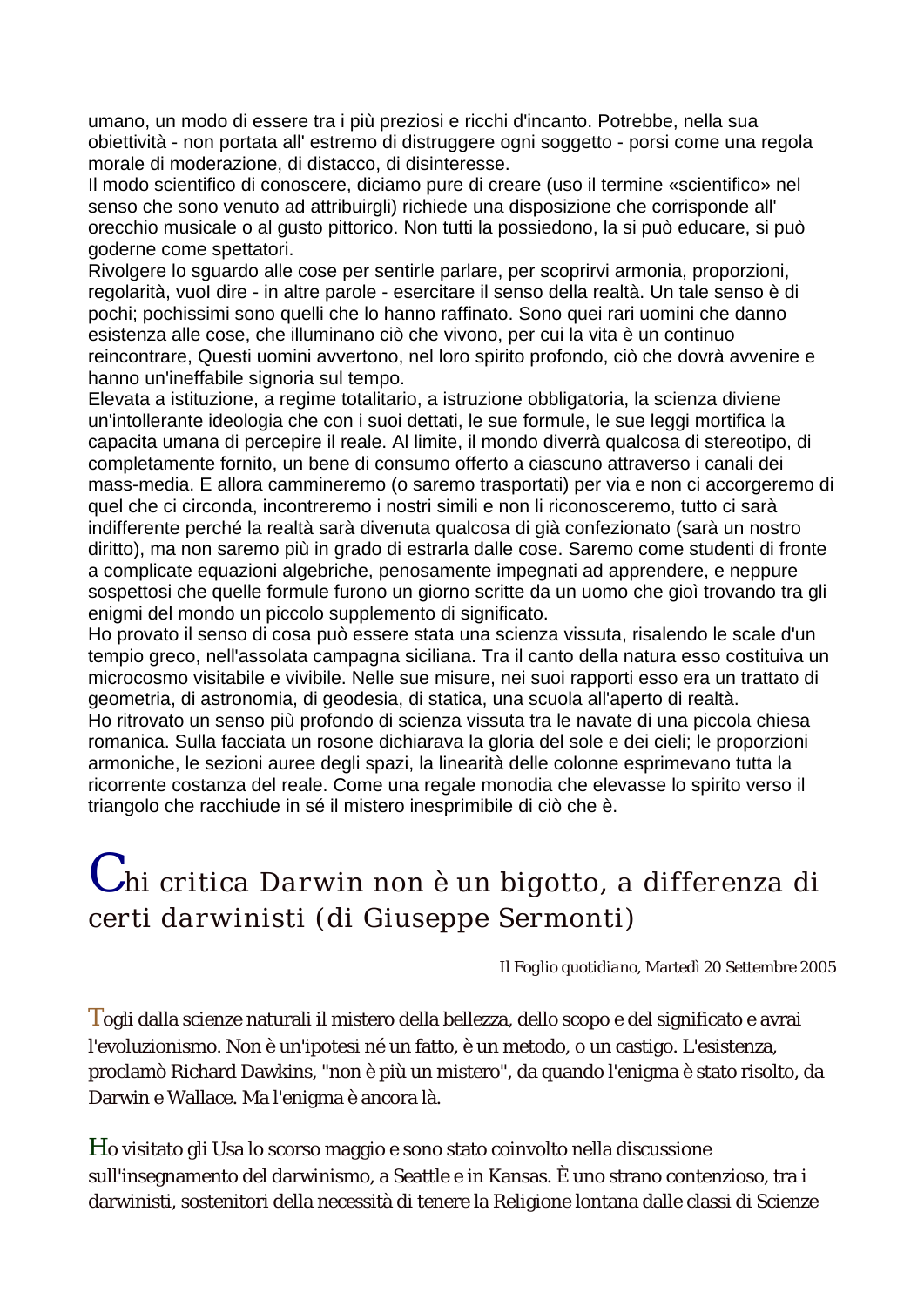umano, un modo di essere tra i più preziosi e ricchi d'incanto. Potrebbe, nella sua obiettività - non portata all' estremo di distruggere ogni soggetto - porsi come una regola morale di moderazione, di distacco, di disinteresse.
Il modo scientifico di conoscere, diciamo pure di creare (uso il termine «scientifico» nel senso che sono venuto ad attribuirgli) richiede una disposizione che corrisponde all' orecchio musicale o al gusto pittorico. Non tutti la possiedono, la si può educare, si può goderne come spettatori.
Rivolgere lo sguardo alle cose per sentirle parlare, per scoprirvi armonia, proporzioni, regolarità, vuol dire - in altre parole - esercitare il senso della realtà. Un tale senso è di pochi; pochissimi sono quelli che lo hanno raffinato. Sono quei rari uomini che danno esistenza alle cose, che illuminano ciò che vivono, per cui la vita è un continuo reincontrare, Questi uomini avvertono, nel loro spirito profondo, ciò che dovrà avvenire e hanno un'ineffabile signoria sul tempo.
Elevata a istituzione, a regime totalitario, a istruzione obbligatoria, la scienza diviene un'intollerante ideologia che con i suoi dettati, le sue formule, le sue leggi mortifica la capacita umana di percepire il reale. Al limite, il mondo diverrà qualcosa di stereotipo, di completamente fornito, un bene di consumo offerto a ciascuno attraverso i canali dei mass-media. E allora cammineremo (o saremo trasportati) per via e non ci accorgeremo di quel che ci circonda, incontreremo i nostri simili e non li riconosceremo, tutto ci sarà indifferente perché la realtà sarà divenuta qualcosa di già confezionato (sarà un nostro diritto), ma non saremo più in grado di estrarla dalle cose. Saremo come studenti di fronte a complicate equazioni algebriche, penosamente impegnati ad apprendere, e neppure sospettosi che quelle formule furono un giorno scritte da un uomo che gioì trovando tra gli enigmi del mondo un piccolo supplemento di significato.
Ho provato il senso di cosa può essere stata una scienza vissuta, risalendo le scale d'un tempio greco, nell'assolata campagna siciliana. Tra il canto della natura esso costituiva un microcosmo visitabile e vivibile. Nelle sue misure, nei suoi rapporti esso era un trattato di geometria, di astronomia, di geodesia, di statica, una scuola all'aperto di realtà.
Ho ritrovato un senso più profondo di scienza vissuta tra le navate di una piccola chiesa romanica. Sulla facciata un rosone dichiarava la gloria del sole e dei cieli; le proporzioni armoniche, le sezioni auree degli spazi, la linearità delle colonne esprimevano tutta la ricorrente costanza del reale. Come una regale monodia che elevasse lo spirito verso il triangolo che racchiude in sé il mistero inesprimibile di ciò che è.

# Chi critica Darwin non è un bigotto, a differenza di certi darwinisti (di Giuseppe Sermonti)

*Il Foglio quotidiano, Martedì 20 Settembre 2005*

Togli dalla scienze naturali il mistero della bellezza, dello scopo e del significato e avrai l'evoluzionismo. Non è un'ipotesi né un fatto, è un metodo, o un castigo. L'esistenza, proclamò Richard Dawkins, "non è più un mistero", da quando l'enigma è stato risolto, da Darwin e Wallace. Ma l'enigma è ancora là.

Ho visitato gli Usa lo scorso maggio e sono stato coinvolto nella discussione sull'insegnamento del darwinismo, a Seattle e in Kansas. È uno strano contenzioso, tra i darwinisti, sostenitori della necessità di tenere la Religione lontana dalle classi di Scienze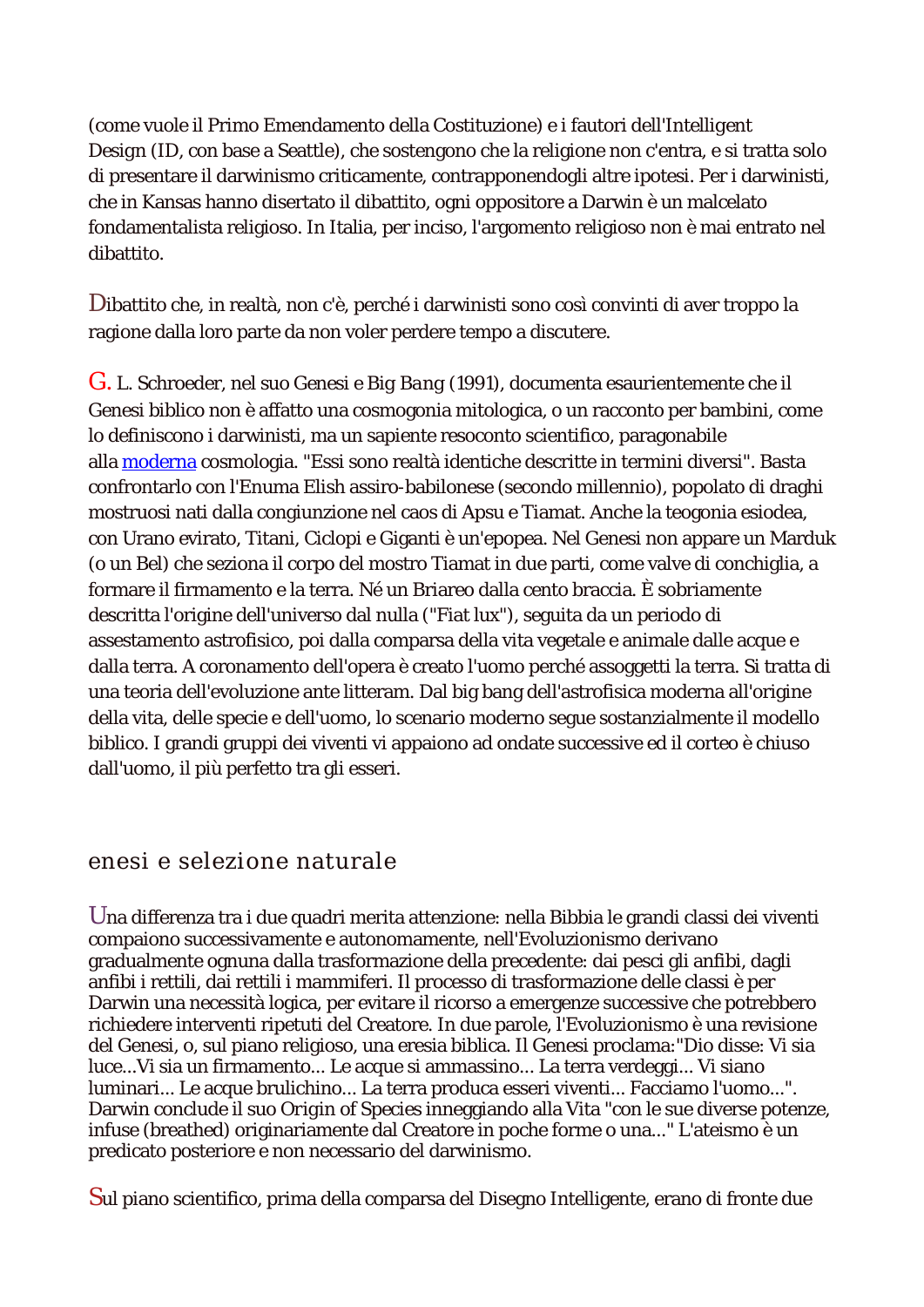(come vuole il Primo Emendamento della Costituzione) e i fautori dell'Intelligent Design (ID, con base a Seattle), che sostengono che la religione non c'entra, e si tratta solo di presentare il darwinismo criticamente, contrapponendogli altre ipotesi. Per i darwinisti, che in Kansas hanno disertato il dibattito, ogni oppositore a Darwin è un malcelato fondamentalista religioso. In Italia, per inciso, l'argomento religioso non è mai entrato nel dibattito.

Dibattito che, in realtà, non c'è, perché i darwinisti sono così convinti di aver troppo la ragione dalla loro parte da non voler perdere tempo a discutere.

G. L. Schroeder, nel suo Genesi e Big Bang (1991), documenta esaurientemente che il Genesi biblico non è affatto una cosmogonia mitologica, o un racconto per bambini, come lo definiscono i darwinisti, ma un sapiente resoconto scientifico, paragonabile alla moderna cosmologia. "Essi sono realtà identiche descritte in termini diversi". Basta confrontarlo con l'Enuma Elish assiro-babilonese (secondo millennio), popolato di draghi mostruosi nati dalla congiunzione nel caos di Apsu e Tiamat. Anche la teogonia esiodea, con Urano evirato, Titani, Ciclopi e Giganti è un'epopea. Nel Genesi non appare un Marduk (o un Bel) che seziona il corpo del mostro Tiamat in due parti, come valve di conchiglia, a formare il firmamento e la terra. Né un Briareo dalla cento braccia. È sobriamente descritta l'origine dell'universo dal nulla ("Fiat lux"), seguita da un periodo di assestamento astrofisico, poi dalla comparsa della vita vegetale e animale dalle acque e dalla terra. A coronamento dell'opera è creato l'uomo perché assoggetti la terra. Si tratta di una teoria dell'evoluzione ante litteram. Dal big bang dell'astrofisica moderna all'origine della vita, delle specie e dell'uomo, lo scenario moderno segue sostanzialmente il modello biblico. I grandi gruppi dei viventi vi appaiono ad ondate successive ed il corteo è chiuso dall'uomo, il più perfetto tra gli esseri.

## enesi e selezione naturale

Una differenza tra i due quadri merita attenzione: nella Bibbia le grandi classi dei viventi compaiono successivamente e autonomamente, nell'Evoluzionismo derivano gradualmente ognuna dalla trasformazione della precedente: dai pesci gli anfibi, dagli anfibi i rettili, dai rettili i mammiferi. Il processo di trasformazione delle classi è per Darwin una necessità logica, per evitare il ricorso a emergenze successive che potrebbero richiedere interventi ripetuti del Creatore. In due parole, l'Evoluzionismo è una revisione del Genesi, o, sul piano religioso, una eresia biblica. Il Genesi proclama:"Dio disse: Vi sia luce...Vi sia un firmamento... Le acque si ammassino... La terra verdeggi... Vi siano luminari... Le acque brulichino... La terra produca esseri viventi... Facciamo l'uomo...". Darwin conclude il suo Origin of Species inneggiando alla Vita "con le sue diverse potenze, infuse (breathed) originariamente dal Creatore in poche forme o una..." L'ateismo è un predicato posteriore e non necessario del darwinismo.

Sul piano scientifico, prima della comparsa del Disegno Intelligente, erano di fronte due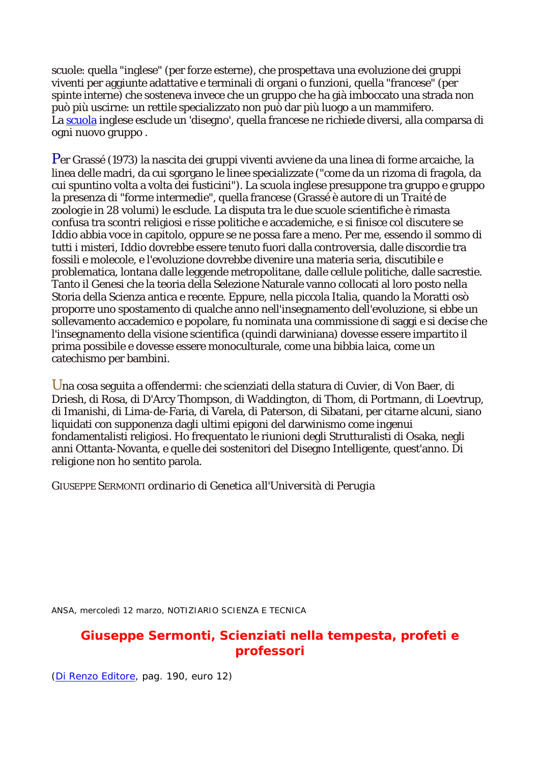scuole: quella "inglese" (per forze esterne), che prospettava una evoluzione dei gruppi viventi per aggiunte adattative e terminali di organi o funzioni, quella "francese" (per spinte interne) che sosteneva invece che un gruppo che ha già imboccato una strada non può più uscirne: un rettile specializzato non può dar più luogo a un mammifero. La scuola inglese esclude un 'disegno', quella francese ne richiede diversi, alla comparsa di ogni nuovo gruppo .

Per Grassé (1973) la nascita dei gruppi viventi avviene da una linea di forme arcaiche, la linea delle madri, da cui sgorgano le linee specializzate ("come da un rizoma di fragola, da cui spuntino volta a volta dei fusticini"). La scuola inglese presuppone tra gruppo e gruppo la presenza di "forme intermedie", quella francese (Grassé è autore di un *Traité de zoologie* in 28 volumi) le esclude. La disputa tra le due scuole scientifiche è rimasta confusa tra scontri religiosi e risse politiche e accademiche, e si finisce col discutere se Iddio abbia voce in capitolo, oppure se ne possa fare a meno. Per me, essendo il sommo di tutti i misteri, Iddio dovrebbe essere tenuto fuori dalla controversia, dalle discordie tra fossili e molecole, e l'evoluzione dovrebbe divenire una materia seria, discutibile e problematica, lontana dalle leggende metropolitane, dalle cellule politiche, dalle sacrestie. Tanto il Genesi che la teoria della Selezione Naturale vanno collocati al loro posto nella Storia della Scienza antica e recente. Eppure, nella piccola Italia, quando la Moratti osò proporre uno spostamento di qualche anno nell'insegnamento dell'evoluzione, si ebbe un sollevamento accademico e popolare, fu nominata una commissione di saggi e si decise che l'insegnamento della visione scientifica (quindi darwiniana) dovesse essere impartito il prima possibile e dovesse essere monoculturale, come una bibbia laica, come un catechismo per bambini.

Una cosa seguita a offendermi: che scienziati della statura di Cuvier, di Von Baer, di Driesh, di Rosa, di D'Arcy Thompson, di Waddington, di Thom, di Portmann, di Loevtrup, di Imanishi, di Lima-de-Faria, di Varela, di Paterson, di Sibatani, per citarne alcuni, siano liquidati con supponenza dagli ultimi epigoni del darwinismo come ingenui fondamentalisti religiosi. Ho frequentato le riunioni degli Strutturalisti di Osaka, negli anni Ottanta-Novanta, e quelle dei sostenitori del Disegno Intelligente, quest'anno. Di religione non ho sentito parola.

GIUSEPPE SERMONTI *ordinario di Genetica all'Università di Perugia*

ANSA, mercoledì 12 marzo, NOTIZIARIO SCIENZA E TECNICA

## Giuseppe Sermonti, Scienziati nella tempesta, profeti e professori

(Di Renzo Editore, pag. 190, euro 12)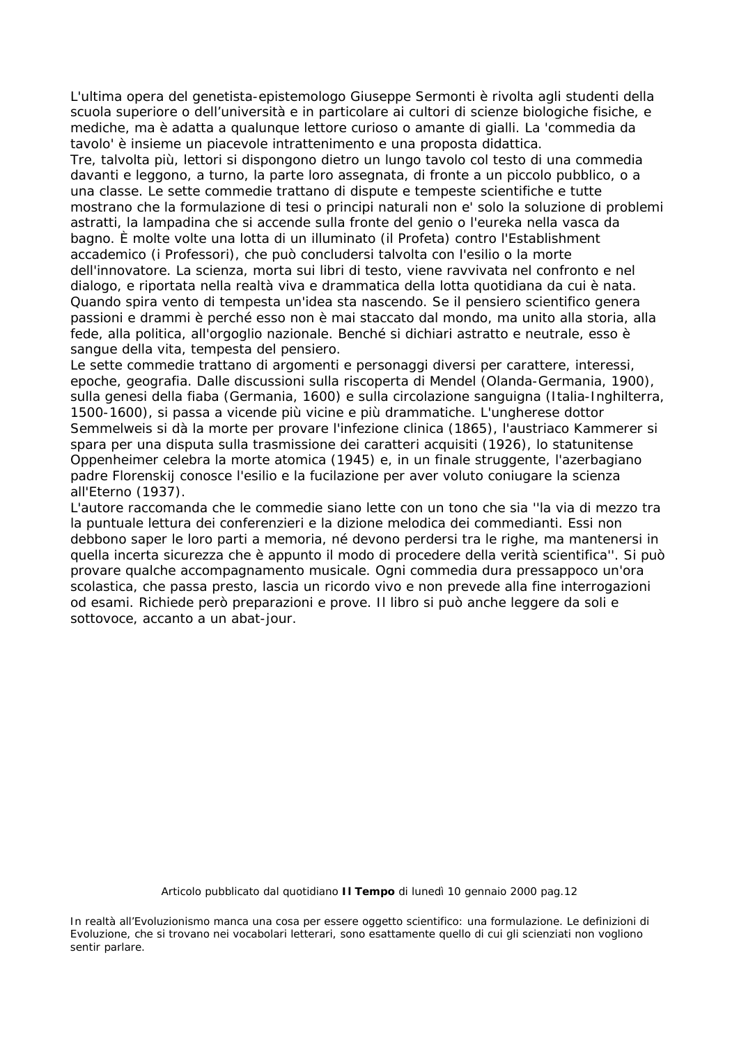L'ultima opera del genetista-epistemologo Giuseppe Sermonti è rivolta agli studenti della scuola superiore o dell'università e in particolare ai cultori di scienze biologiche fisiche, e mediche, ma è adatta a qualunque lettore curioso o amante di gialli. La 'commedia da tavolo' è insieme un piacevole intrattenimento e una proposta didattica.

Tre, talvolta più, lettori si dispongono dietro un lungo tavolo col testo di una commedia davanti e leggono, a turno, la parte loro assegnata, di fronte a un piccolo pubblico, o a una classe. Le sette commedie trattano di dispute e tempeste scientifiche e tutte mostrano che la formulazione di tesi o principi naturali non e' solo la soluzione di problemi astratti, la lampadina che si accende sulla fronte del genio o l'eureka nella vasca da bagno. È molte volte una lotta di un illuminato (il Profeta) contro l'Establishment accademico (i Professori), che può concludersi talvolta con l'esilio o la morte dell'innovatore. La scienza, morta sui libri di testo, viene ravvivata nel confronto e nel dialogo, e riportata nella realtà viva e drammatica della lotta quotidiana da cui è nata. Quando spira vento di tempesta un'idea sta nascendo. Se il pensiero scientifico genera passioni e drammi è perché esso non è mai staccato dal mondo, ma unito alla storia, alla fede, alla politica, all'orgoglio nazionale. Benché si dichiari astratto e neutrale, esso è sangue della vita, tempesta del pensiero.

Le sette commedie trattano di argomenti e personaggi diversi per carattere, interessi, epoche, geografia. Dalle discussioni sulla riscoperta di Mendel (Olanda-Germania, 1900), sulla genesi della fiaba (Germania, 1600) e sulla circolazione sanguigna (Italia-Inghilterra, 1500-1600), si passa a vicende più vicine e più drammatiche. L'ungherese dottor Semmelweis si dà la morte per provare l'infezione clinica (1865), l'austriaco Kammerer si spara per una disputa sulla trasmissione dei caratteri acquisiti (1926), lo statunitense Oppenheimer celebra la morte atomica (1945) e, in un finale struggente, l'azerbagiano padre Florenskij conosce l'esilio e la fucilazione per aver voluto coniugare la scienza all'Eterno (1937).

L'autore raccomanda che le commedie siano lette con un tono che sia ''la via di mezzo tra la puntuale lettura dei conferenzieri e la dizione melodica dei commedianti. Essi non debbono saper le loro parti a memoria, né devono perdersi tra le righe, ma mantenersi in quella incerta sicurezza che è appunto il modo di procedere della verità scientifica''. Si può provare qualche accompagnamento musicale. Ogni commedia dura pressappoco un'ora scolastica, che passa presto, lascia un ricordo vivo e non prevede alla fine interrogazioni od esami. Richiede però preparazioni e prove. Il libro si può anche leggere da soli e sottovoce, accanto a un abat-jour.

Articolo pubblicato dal quotidiano **Il Tempo** di lunedì 10 gennaio 2000 pag.12

In realtà all'Evoluzionismo manca una cosa per essere oggetto scientifico: una formulazione. Le definizioni di Evoluzione, che si trovano nei vocabolari letterari, sono esattamente quello di cui gli scienziati non vogliono sentir parlare.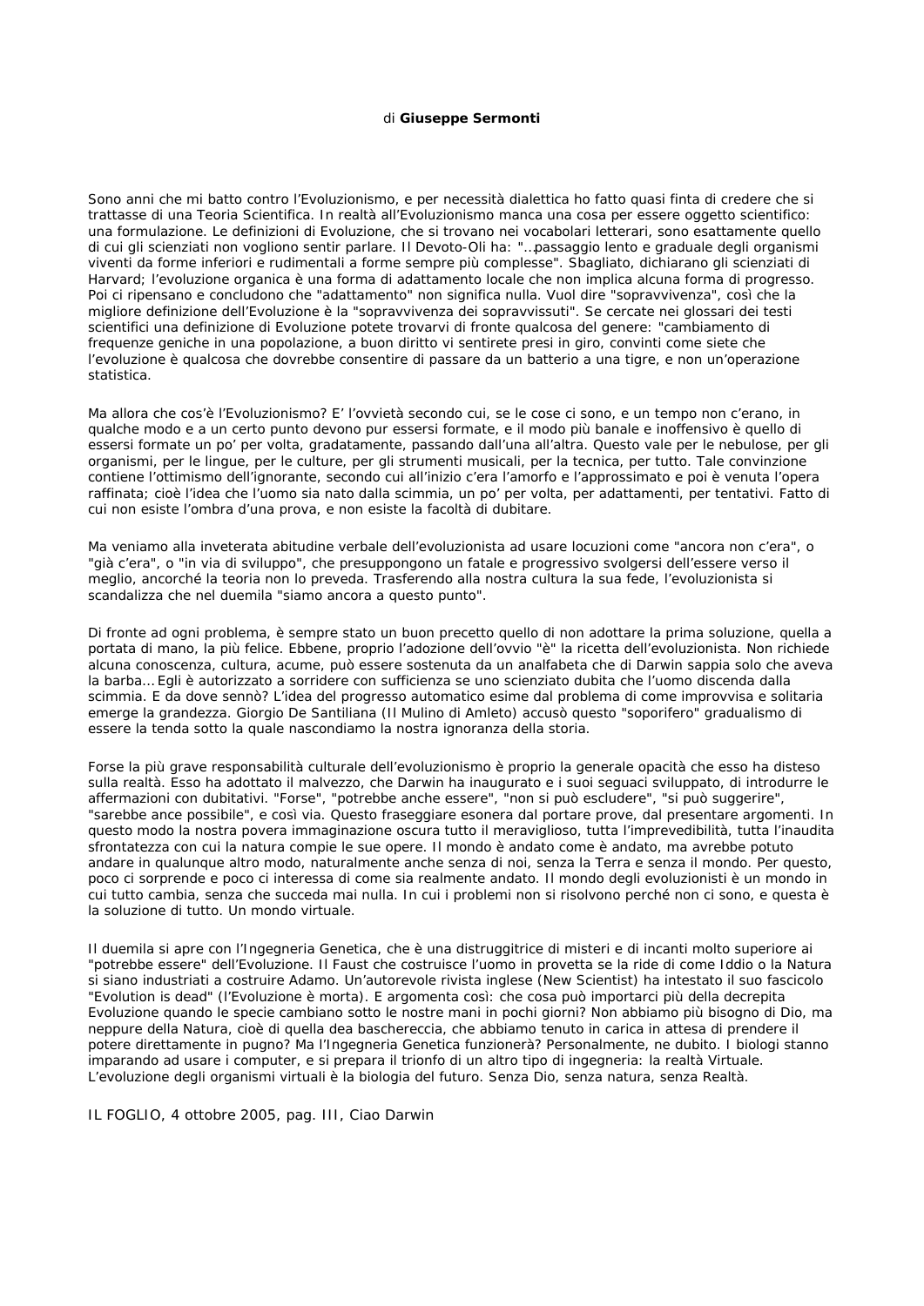di **Giuseppe Sermonti**

Sono anni che mi batto contro l'Evoluzionismo, e per necessità dialettica ho fatto quasi finta di credere che si trattasse di una Teoria Scientifica. In realtà all'Evoluzionismo manca una cosa per essere oggetto scientifico: una formulazione. Le definizioni di Evoluzione, che si trovano nei vocabolari letterari, sono esattamente quello di cui gli scienziati non vogliono sentir parlare. Il Devoto-Oli ha: "…passaggio lento e graduale degli organismi viventi da forme inferiori e rudimentali a forme sempre più complesse". Sbagliato, dichiarano gli scienziati di Harvard; l'evoluzione organica è una forma di adattamento locale che non implica alcuna forma di progresso. Poi ci ripensano e concludono che "adattamento" non significa nulla. Vuol dire "sopravvivenza", così che la migliore definizione dell'Evoluzione è la "sopravvivenza dei sopravvissuti". Se cercate nei glossari dei testi scientifici una definizione di Evoluzione potete trovarvi di fronte qualcosa del genere: "cambiamento di frequenze geniche in una popolazione, a buon diritto vi sentirete presi in giro, convinti come siete che l'evoluzione è qualcosa che dovrebbe consentire di passare da un batterio a una tigre, e non un'operazione statistica.

Ma allora che cos'è l'Evoluzionismo? E' l'ovvietà secondo cui, se le cose ci sono, e un tempo non c'erano, in qualche modo e a un certo punto devono pur essersi formate, e il modo più banale e inoffensivo è quello di essersi formate un po' per volta, gradatamente, passando dall'una all'altra. Questo vale per le nebulose, per gli organismi, per le lingue, per le culture, per gli strumenti musicali, per la tecnica, per tutto. Tale convinzione contiene l'ottimismo dell'ignorante, secondo cui all'inizio c'era l'amorfo e l'approssimato e poi è venuta l'opera raffinata; cioè l'idea che l'uomo sia nato dalla scimmia, un po' per volta, per adattamenti, per tentativi. Fatto di cui non esiste l'ombra d'una prova, e non esiste la facoltà di dubitare.

Ma veniamo alla inveterata abitudine verbale dell'evoluzionista ad usare locuzioni come "ancora non c'era", o "già c'era", o "in via di sviluppo", che presuppongono un fatale e progressivo svolgersi dell'essere verso il meglio, ancorché la teoria non lo preveda. Trasferendo alla nostra cultura la sua fede, l'evoluzionista si scandalizza che nel duemila "siamo ancora a questo punto".

Di fronte ad ogni problema, è sempre stato un buon precetto quello di non adottare la prima soluzione, quella a portata di mano, la più felice. Ebbene, proprio l'adozione dell'ovvio "è" la ricetta dell'evoluzionista. Non richiede alcuna conoscenza, cultura, acume, può essere sostenuta da un analfabeta che di Darwin sappia solo che aveva la barba... Egli è autorizzato a sorridere con sufficienza se uno scienziato dubita che l'uomo discenda dalla scimmia. E da dove sennò? L'idea del progresso automatico esime dal problema di come improvvisa e solitaria emerge la grandezza. Giorgio De Santiliana (Il Mulino di Amleto) accusò questo "soporifero" gradualismo di essere la tenda sotto la quale nascondiamo la nostra ignoranza della storia.

Forse la più grave responsabilità culturale dell'evoluzionismo è proprio la generale opacità che esso ha disteso sulla realtà. Esso ha adottato il malvezzo, che Darwin ha inaugurato e i suoi seguaci sviluppato, di introdurre le affermazioni con dubitativi. "Forse", "potrebbe anche essere", "non si può escludere", "si può suggerire", "sarebbe ance possibile", e così via. Questo fraseggiare esonera dal portare prove, dal presentare argomenti. In questo modo la nostra povera immaginazione oscura tutto il meraviglioso, tutta l'imprevedibilità, tutta l'inaudita sfrontatezza con cui la natura compie le sue opere. Il mondo è andato come è andato, ma avrebbe potuto andare in qualunque altro modo, naturalmente anche senza di noi, senza la Terra e senza il mondo. Per questo, poco ci sorprende e poco ci interessa di come sia realmente andato. Il mondo degli evoluzionisti è un mondo in cui tutto cambia, senza che succeda mai nulla. In cui i problemi non si risolvono perché non ci sono, e questa è la soluzione di tutto. Un mondo virtuale.

Il duemila si apre con l'Ingegneria Genetica, che è una distruggitrice di misteri e di incanti molto superiore ai "potrebbe essere" dell'Evoluzione. Il Faust che costruisce l'uomo in provetta se la ride di come Iddio o la Natura si siano industriati a costruire Adamo. Un'autorevole rivista inglese (New Scientist) ha intestato il suo fascicolo "Evolution is dead" (l'Evoluzione è morta). E argomenta così: che cosa può importarci più della decrepita Evoluzione quando le specie cambiano sotto le nostre mani in pochi giorni? Non abbiamo più bisogno di Dio, ma neppure della Natura, cioè di quella dea boschereccia, che abbiamo tenuto in carica in attesa di prendere il potere direttamente in pugno? Ma l'Ingegneria Genetica funzionerà? Personalmente, ne dubito. I biologi stanno imparando ad usare i computer, e si prepara il trionfo di un altro tipo di ingegneria: la realtà Virtuale. L'evoluzione degli organismi virtuali è la biologia del futuro. Senza Dio, senza natura, senza Realtà.

IL FOGLIO, 4 ottobre 2005, pag. III, Ciao Darwin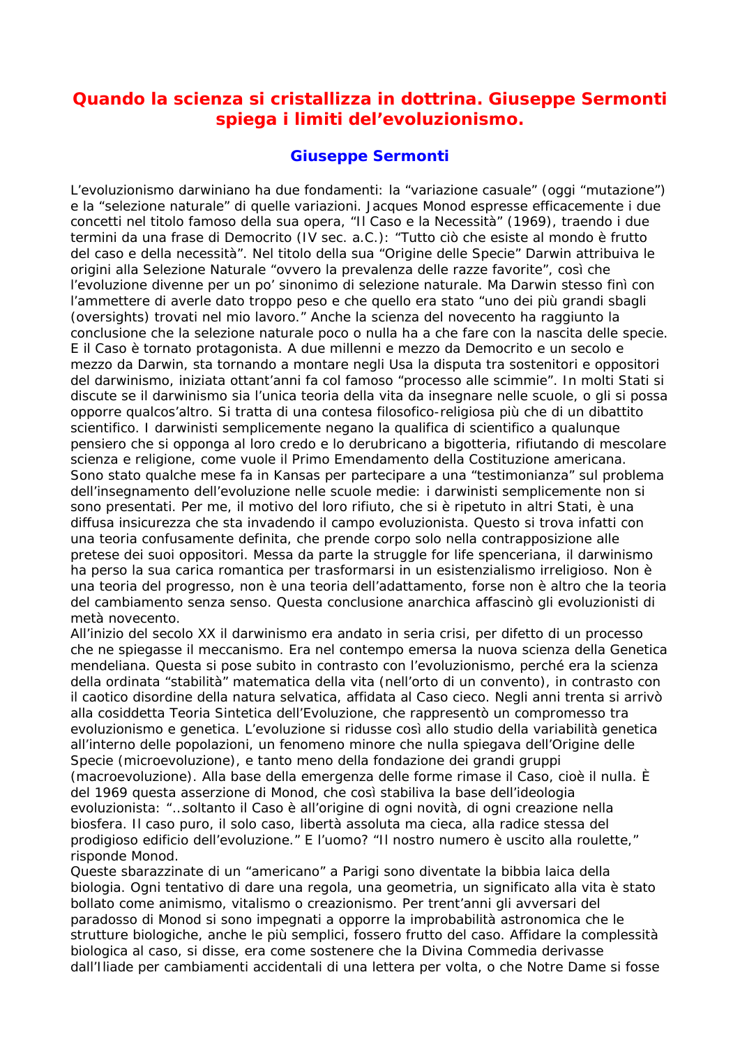# Quando la scienza si cristallizza in dottrina. Giuseppe Sermonti spiega i limiti dell'evoluzionismo.

### Giuseppe Sermonti

L'evoluzionismo darwiniano ha due fondamenti: la "variazione casuale" (oggi "mutazione") e la "selezione naturale" di quelle variazioni. Jacques Monod espresse efficacemente i due concetti nel titolo famoso della sua opera, "Il Caso e la Necessità" (1969), traendo i due termini da una frase di Democrito (IV sec. a.C.): "Tutto ciò che esiste al mondo è frutto del caso e della necessità". Nel titolo della sua "Origine delle Specie" Darwin attribuiva le origini alla Selezione Naturale "ovvero la prevalenza delle razze favorite", così che l'evoluzione divenne per un po' sinonimo di selezione naturale. Ma Darwin stesso finì con l'ammettere di averle dato troppo peso e che quello era stato "uno dei più grandi sbagli (oversights) trovati nel mio lavoro." Anche la scienza del novecento ha raggiunto la conclusione che la selezione naturale poco o nulla ha a che fare con la nascita delle specie. E il Caso è tornato protagonista. A due millenni e mezzo da Democrito e un secolo e mezzo da Darwin, sta tornando a montare negli Usa la disputa tra sostenitori e oppositori del darwinismo, iniziata ottant'anni fa col famoso "processo alle scimmie". In molti Stati si discute se il darwinismo sia l'unica teoria della vita da insegnare nelle scuole, o gli si possa opporre qualcos'altro. Si tratta di una contesa filosofico-religiosa più che di un dibattito scientifico. I darwinisti semplicemente negano la qualifica di scientifico a qualunque pensiero che si opponga al loro credo e lo derubricano a bigotteria, rifiutando di mescolare scienza e religione, come vuole il Primo Emendamento della Costituzione americana. Sono stato qualche mese fa in Kansas per partecipare a una "testimonianza" sul problema dell'insegnamento dell'evoluzione nelle scuole medie: i darwinisti semplicemente non si sono presentati. Per me, il motivo del loro rifiuto, che si è ripetuto in altri Stati, è una diffusa insicurezza che sta invadendo il campo evoluzionista. Questo si trova infatti con una teoria confusamente definita, che prende corpo solo nella contrapposizione alle pretese dei suoi oppositori. Messa da parte la struggle for life spenceriana, il darwinismo ha perso la sua carica romantica per trasformarsi in un esistenzialismo irreligioso. Non è una teoria del progresso, non è una teoria dell'adattamento, forse non è altro che la teoria del cambiamento senza senso. Questa conclusione anarchica affascinò gli evoluzionisti di metà novecento.

All'inizio del secolo XX il darwinismo era andato in seria crisi, per difetto di un processo che ne spiegasse il meccanismo. Era nel contempo emersa la nuova scienza della Genetica mendeliana. Questa si pose subito in contrasto con l'evoluzionismo, perché era la scienza della ordinata "stabilità" matematica della vita (nell'orto di un convento), in contrasto con il caotico disordine della natura selvatica, affidata al Caso cieco. Negli anni trenta si arrivò alla cosiddetta Teoria Sintetica dell'Evoluzione, che rappresentò un compromesso tra evoluzionismo e genetica. L'evoluzione si ridusse così allo studio della variabilità genetica all'interno delle popolazioni, un fenomeno minore che nulla spiegava dell'Origine delle Specie (microevoluzione), e tanto meno della fondazione dei grandi gruppi (macroevoluzione). Alla base della emergenza delle forme rimase il Caso, cioè il nulla. È del 1969 questa asserzione di Monod, che così stabiliva la base dell'ideologia evoluzionista: "...soltanto il Caso è all'origine di ogni novità, di ogni creazione nella biosfera. Il caso puro, il solo caso, libertà assoluta ma cieca, alla radice stessa del prodigioso edificio dell'evoluzione." E l'uomo? "Il nostro numero è uscito alla roulette," risponde Monod.

Queste sbarazzinate di un "americano" a Parigi sono diventate la bibbia laica della biologia. Ogni tentativo di dare una regola, una geometria, un significato alla vita è stato bollato come animismo, vitalismo o creazionismo. Per trent'anni gli avversari del paradosso di Monod si sono impegnati a opporre la improbabilità astronomica che le strutture biologiche, anche le più semplici, fossero frutto del caso. Affidare la complessità biologica al caso, si disse, era come sostenere che la Divina Commedia derivasse dall'Iliade per cambiamenti accidentali di una lettera per volta, o che Notre Dame si fosse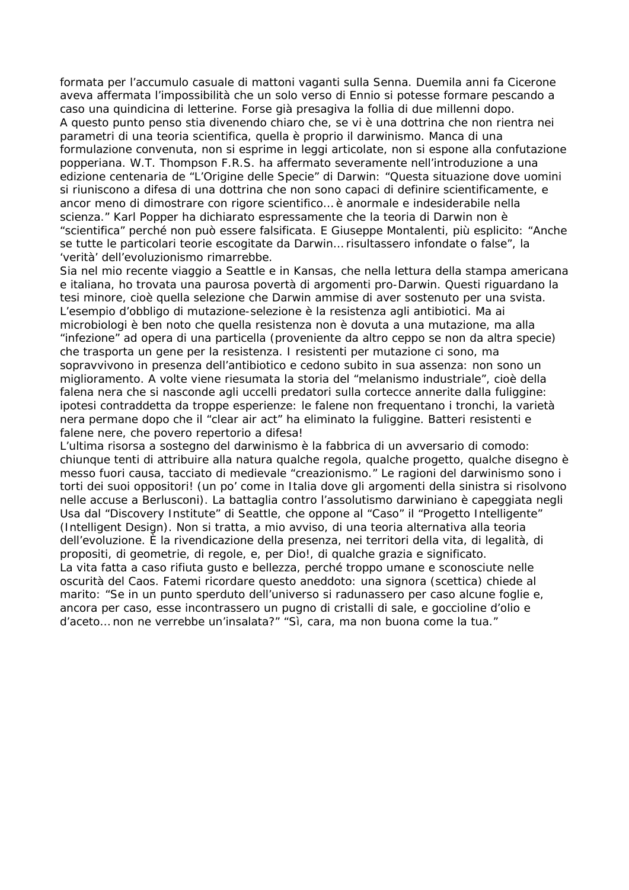formata per l'accumulo casuale di mattoni vaganti sulla Senna. Duemila anni fa Cicerone aveva affermata l'impossibilità che un solo verso di Ennio si potesse formare pescando a caso una quindicina di letterine. Forse già presagiva la follia di due millenni dopo.

A questo punto penso stia divenendo chiaro che, se vi è una dottrina che non rientra nei parametri di una teoria scientifica, quella è proprio il darwinismo. Manca di una formulazione convenuta, non si esprime in leggi articolate, non si espone alla confutazione popperiana. W.T. Thompson F.R.S. ha affermato severamente nell'introduzione a una edizione centenaria de "L'Origine delle Specie" di Darwin: "Questa situazione dove uomini si riuniscono a difesa di una dottrina che non sono capaci di definire scientificamente, e ancor meno di dimostrare con rigore scientifico… è anormale e indesiderabile nella scienza." Karl Popper ha dichiarato espressamente che la teoria di Darwin non è "scientifica" perché non può essere falsificata. E Giuseppe Montalenti, più esplicito: "Anche se tutte le particolari teorie escogitate da Darwin… risultassero infondate o false", la 'verità' dell'evoluzionismo rimarrebbe.

Sia nel mio recente viaggio a Seattle e in Kansas, che nella lettura della stampa americana e italiana, ho trovata una paurosa povertà di argomenti pro-Darwin. Questi riguardano la tesi minore, cioè quella selezione che Darwin ammise di aver sostenuto per una svista. L'esempio d'obbligo di mutazione-selezione è la resistenza agli antibiotici. Ma ai microbiologi è ben noto che quella resistenza non è dovuta a una mutazione, ma alla "infezione" ad opera di una particella (proveniente da altro ceppo se non da altra specie) che trasporta un gene per la resistenza. I resistenti per mutazione ci sono, ma sopravvivono in presenza dell'antibiotico e cedono subito in sua assenza: non sono un miglioramento. A volte viene riesumata la storia del "melanismo industriale", cioè della falena nera che si nasconde agli uccelli predatori sulla cortecce annerite dalla fuliggine: ipotesi contraddetta da troppe esperienze: le falene non frequentano i tronchi, la varietà nera permane dopo che il "clear air act" ha eliminato la fuliggine. Batteri resistenti e falene nere, che povero repertorio a difesa!

L'ultima risorsa a sostegno del darwinismo è la fabbrica di un avversario di comodo: chiunque tenti di attribuire alla natura qualche regola, qualche progetto, qualche disegno è messo fuori causa, tacciato di medievale "creazionismo." Le ragioni del darwinismo sono i torti dei suoi oppositori! (un po' come in Italia dove gli argomenti della sinistra si risolvono nelle accuse a Berlusconi). La battaglia contro l'assolutismo darwiniano è capeggiata negli Usa dal "Discovery Institute" di Seattle, che oppone al "Caso" il "Progetto Intelligente" (Intelligent Design). Non si tratta, a mio avviso, di una teoria alternativa alla teoria dell'evoluzione. È la rivendicazione della presenza, nei territori della vita, di legalità, di propositi, di geometrie, di regole, e, per Dio!, di qualche grazia e significato.

La vita fatta a caso rifiuta gusto e bellezza, perché troppo umane e sconosciute nelle oscurità del Caos. Fatemi ricordare questo aneddoto: una signora (scettica) chiede al marito: "Se in un punto sperduto dell'universo si radunassero per caso alcune foglie e, ancora per caso, esse incontrassero un pugno di cristalli di sale, e goccioline d'olio e d'aceto… non ne verrebbe un'insalata?" "Sì, cara, ma non buona come la tua."